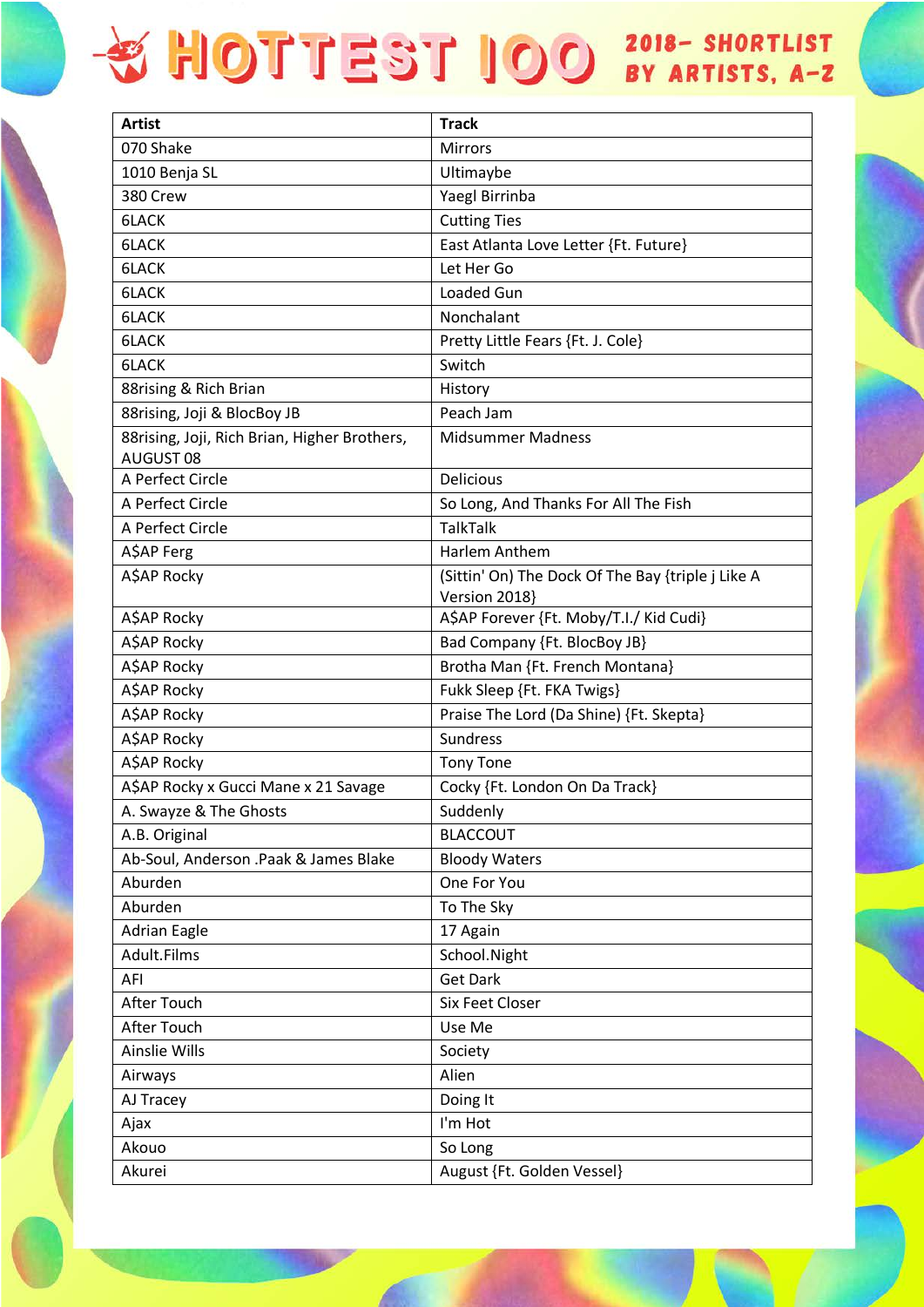# HOTTEST 100 2018- SHORTLIST BY ARTISTS, A-Z

| Artist | Track |
|---|---|
| 070 Shake | Mirrors |
| 1010 Benja SL | Ultimaybe |
| 380 Crew | Yaegl Birrinba |
| 6LACK | Cutting Ties |
| 6LACK | East Atlanta Love Letter {Ft. Future} |
| 6LACK | Let Her Go |
| 6LACK | Loaded Gun |
| 6LACK | Nonchalant |
| 6LACK | Pretty Little Fears {Ft. J. Cole} |
| 6LACK | Switch |
| 88rising & Rich Brian | History |
| 88rising, Joji & BlocBoy JB | Peach Jam |
| 88rising, Joji, Rich Brian, Higher Brothers, AUGUST 08 | Midsummer Madness |
| A Perfect Circle | Delicious |
| A Perfect Circle | So Long, And Thanks For All The Fish |
| A Perfect Circle | TalkTalk |
| A$AP Ferg | Harlem Anthem |
| A$AP Rocky | (Sittin' On) The Dock Of The Bay {triple j Like A Version 2018} |
| A$AP Rocky | A$AP Forever {Ft. Moby/T.I./ Kid Cudi} |
| A$AP Rocky | Bad Company {Ft. BlocBoy JB} |
| A$AP Rocky | Brotha Man {Ft. French Montana} |
| A$AP Rocky | Fukk Sleep {Ft. FKA Twigs} |
| A$AP Rocky | Praise The Lord (Da Shine) {Ft. Skepta} |
| A$AP Rocky | Sundress |
| A$AP Rocky | Tony Tone |
| A$AP Rocky x Gucci Mane x 21 Savage | Cocky {Ft. London On Da Track} |
| A. Swayze & The Ghosts | Suddenly |
| A.B. Original | BLACCOUT |
| Ab-Soul, Anderson .Paak & James Blake | Bloody Waters |
| Aburden | One For You |
| Aburden | To The Sky |
| Adrian Eagle | 17 Again |
| Adult.Films | School.Night |
| AFI | Get Dark |
| After Touch | Six Feet Closer |
| After Touch | Use Me |
| Ainslie Wills | Society |
| Airways | Alien |
| AJ Tracey | Doing It |
| Ajax | I'm Hot |
| Akouo | So Long |
| Akurei | August {Ft. Golden Vessel} |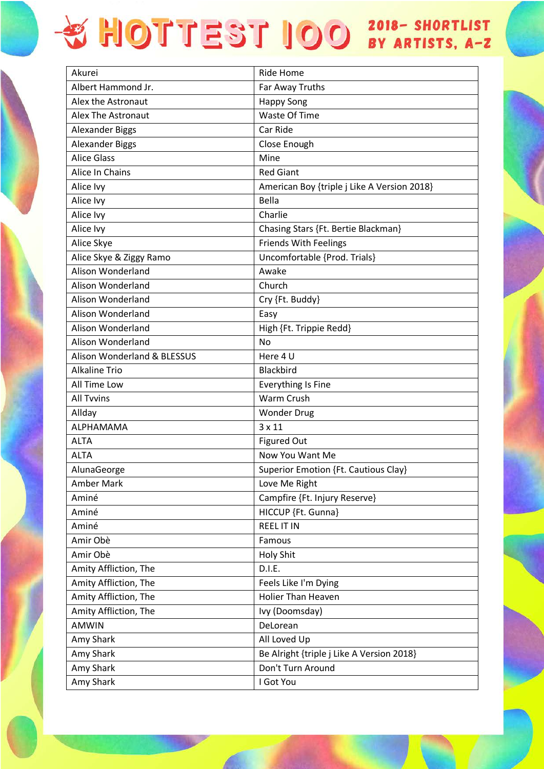# HOTTEST 100 2018- SHORTLIST BY ARTISTS, A-Z

| Akurei | Ride Home |
|---|---|
| Albert Hammond Jr. | Far Away Truths |
| Alex the Astronaut | Happy Song |
| Alex The Astronaut | Waste Of Time |
| Alexander Biggs | Car Ride |
| Alexander Biggs | Close Enough |
| Alice Glass | Mine |
| Alice In Chains | Red Giant |
| Alice Ivy | American Boy {triple j Like A Version 2018} |
| Alice Ivy | Bella |
| Alice Ivy | Charlie |
| Alice Ivy | Chasing Stars {Ft. Bertie Blackman} |
| Alice Skye | Friends With Feelings |
| Alice Skye & Ziggy Ramo | Uncomfortable {Prod. Trials} |
| Alison Wonderland | Awake |
| Alison Wonderland | Church |
| Alison Wonderland | Cry {Ft. Buddy} |
| Alison Wonderland | Easy |
| Alison Wonderland | High {Ft. Trippie Redd} |
| Alison Wonderland | No |
| Alison Wonderland & BLESSUS | Here 4 U |
| Alkaline Trio | Blackbird |
| All Time Low | Everything Is Fine |
| All Tvvins | Warm Crush |
| Allday | Wonder Drug |
| ALPHAMAMA | 3 x 11 |
| ALTA | Figured Out |
| ALTA | Now You Want Me |
| AlunaGeorge | Superior Emotion {Ft. Cautious Clay} |
| Amber Mark | Love Me Right |
| Aminé | Campfire {Ft. Injury Reserve} |
| Aminé | HICCUP {Ft. Gunna} |
| Aminé | REEL IT IN |
| Amir Obè | Famous |
| Amir Obè | Holy Shit |
| Amity Affliction, The | D.I.E. |
| Amity Affliction, The | Feels Like I'm Dying |
| Amity Affliction, The | Holier Than Heaven |
| Amity Affliction, The | Ivy (Doomsday) |
| AMWIN | DeLorean |
| Amy Shark | All Loved Up |
| Amy Shark | Be Alright {triple j Like A Version 2018} |
| Amy Shark | Don't Turn Around |
| Amy Shark | I Got You |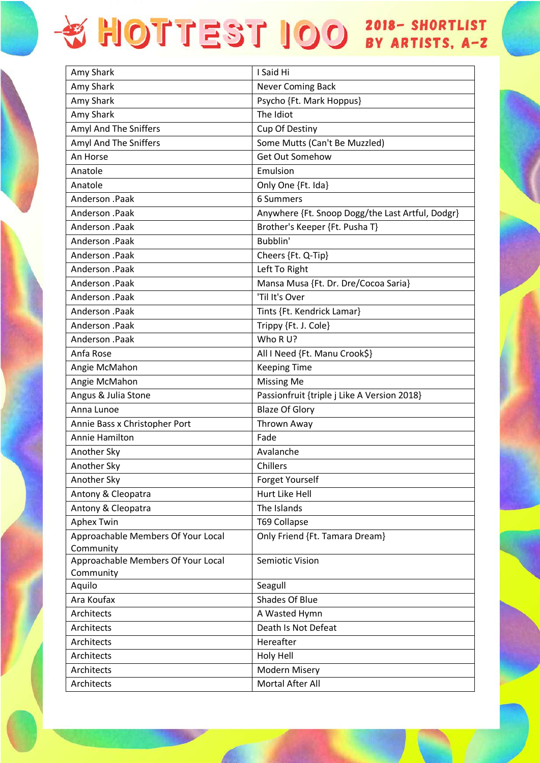| Amy Shark | I Said Hi |
|---|---|
| Amy Shark | Never Coming Back |
| Amy Shark | Psycho {Ft. Mark Hoppus} |
| Amy Shark | The Idiot |
| Amyl And The Sniffers | Cup Of Destiny |
| Amyl And The Sniffers | Some Mutts (Can't Be Muzzled) |
| An Horse | Get Out Somehow |
| Anatole | Emulsion |
| Anatole | Only One {Ft. Ida} |
| Anderson .Paak | 6 Summers |
| Anderson .Paak | Anywhere {Ft. Snoop Dogg/the Last Artful, Dodgr} |
| Anderson .Paak | Brother's Keeper {Ft. Pusha T} |
| Anderson .Paak | Bubblin' |
| Anderson .Paak | Cheers {Ft. Q-Tip} |
| Anderson .Paak | Left To Right |
| Anderson .Paak | Mansa Musa {Ft. Dr. Dre/Cocoa Saria} |
| Anderson .Paak | 'Til It's Over |
| Anderson .Paak | Tints {Ft. Kendrick Lamar} |
| Anderson .Paak | Trippy {Ft. J. Cole} |
| Anderson .Paak | Who R U? |
| Anfa Rose | All I Need {Ft. Manu Crook$} |
| Angie McMahon | Keeping Time |
| Angie McMahon | Missing Me |
| Angus & Julia Stone | Passionfruit {triple j Like A Version 2018} |
| Anna Lunoe | Blaze Of Glory |
| Annie Bass x Christopher Port | Thrown Away |
| Annie Hamilton | Fade |
| Another Sky | Avalanche |
| Another Sky | Chillers |
| Another Sky | Forget Yourself |
| Antony & Cleopatra | Hurt Like Hell |
| Antony & Cleopatra | The Islands |
| Aphex Twin | T69 Collapse |
| Approachable Members Of Your Local Community | Only Friend {Ft. Tamara Dream} |
| Approachable Members Of Your Local Community | Semiotic Vision |
| Aquilo | Seagull |
| Ara Koufax | Shades Of Blue |
| Architects | A Wasted Hymn |
| Architects | Death Is Not Defeat |
| Architects | Hereafter |
| Architects | Holy Hell |
| Architects | Modern Misery |
| Architects | Mortal After All |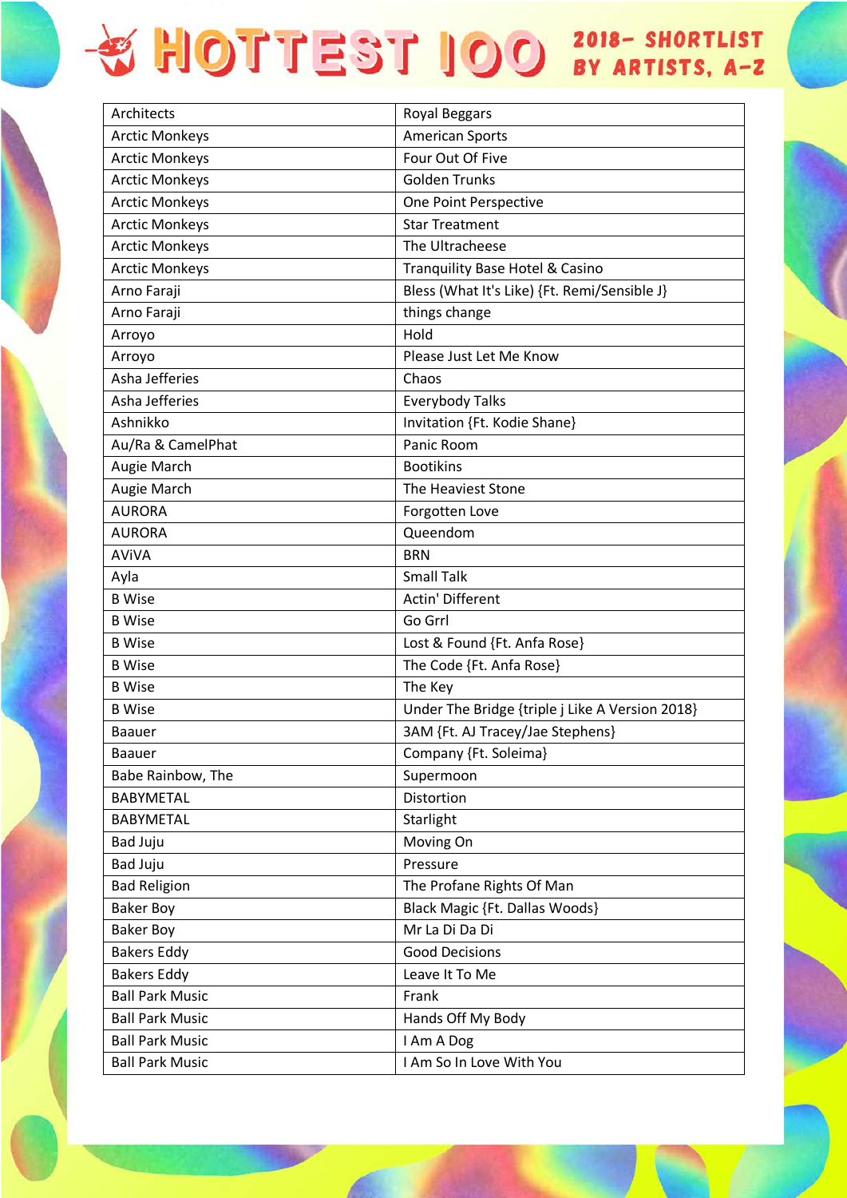| Architects | Royal Beggars |
|---|---|
| Arctic Monkeys | American Sports |
| Arctic Monkeys | Four Out Of Five |
| Arctic Monkeys | Golden Trunks |
| Arctic Monkeys | One Point Perspective |
| Arctic Monkeys | Star Treatment |
| Arctic Monkeys | The Ultracheese |
| Arctic Monkeys | Tranquility Base Hotel & Casino |
| Arno Faraji | Bless (What It's Like) {Ft. Remi/Sensible J} |
| Arno Faraji | things change |
| Arroyo | Hold |
| Arroyo | Please Just Let Me Know |
| Asha Jefferies | Chaos |
| Asha Jefferies | Everybody Talks |
| Ashnikko | Invitation {Ft. Kodie Shane} |
| Au/Ra & CamelPhat | Panic Room |
| Augie March | Bootikins |
| Augie March | The Heaviest Stone |
| AURORA | Forgotten Love |
| AURORA | Queendom |
| AViVA | BRN |
| Ayla | Small Talk |
| B Wise | Actin' Different |
| B Wise | Go Grrl |
| B Wise | Lost & Found {Ft. Anfa Rose} |
| B Wise | The Code {Ft. Anfa Rose} |
| B Wise | The Key |
| B Wise | Under The Bridge {triple j Like A Version 2018} |
| Baauer | 3AM {Ft. AJ Tracey/Jae Stephens} |
| Baauer | Company {Ft. Soleima} |
| Babe Rainbow, The | Supermoon |
| BABYMETAL | Distortion |
| BABYMETAL | Starlight |
| Bad Juju | Moving On |
| Bad Juju | Pressure |
| Bad Religion | The Profane Rights Of Man |
| Baker Boy | Black Magic {Ft. Dallas Woods} |
| Baker Boy | Mr La Di Da Di |
| Bakers Eddy | Good Decisions |
| Bakers Eddy | Leave It To Me |
| Ball Park Music | Frank |
| Ball Park Music | Hands Off My Body |
| Ball Park Music | I Am A Dog |
| Ball Park Music | I Am So In Love With You |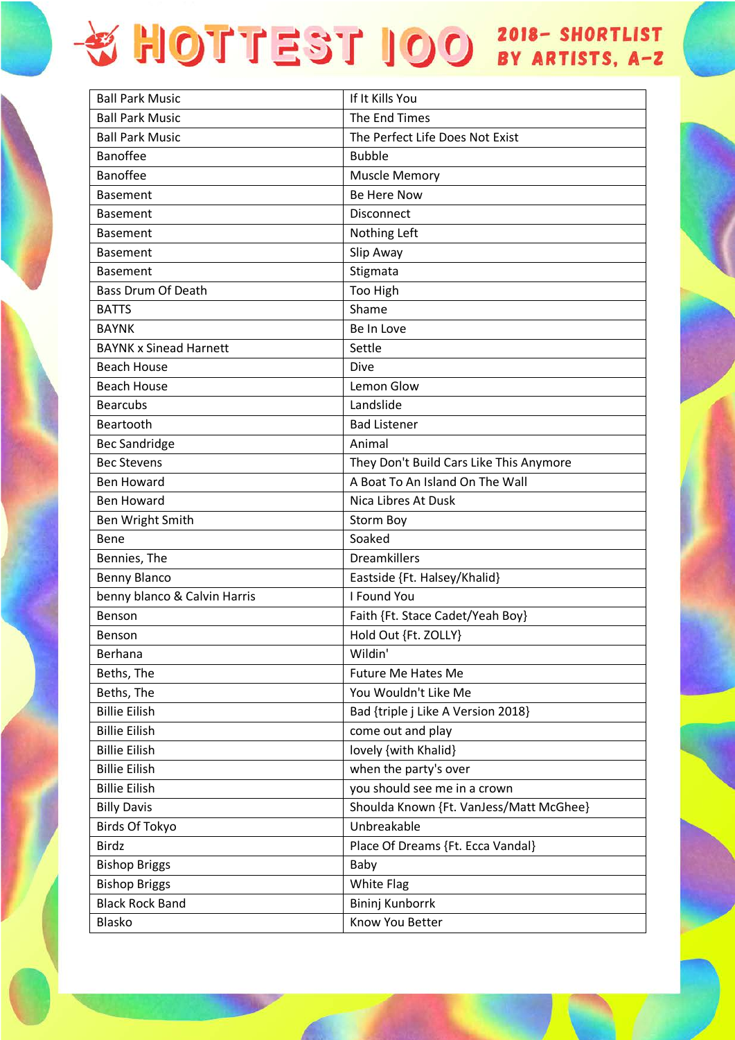| Ball Park Music | If It Kills You |
|---|---|
| Ball Park Music | The End Times |
| Ball Park Music | The Perfect Life Does Not Exist |
| Banoffee | Bubble |
| Banoffee | Muscle Memory |
| Basement | Be Here Now |
| Basement | Disconnect |
| Basement | Nothing Left |
| Basement | Slip Away |
| Basement | Stigmata |
| Bass Drum Of Death | Too High |
| BATTS | Shame |
| BAYNK | Be In Love |
| BAYNK x Sinead Harnett | Settle |
| Beach House | Dive |
| Beach House | Lemon Glow |
| Bearcubs | Landslide |
| Beartooth | Bad Listener |
| Bec Sandridge | Animal |
| Bec Stevens | They Don't Build Cars Like This Anymore |
| Ben Howard | A Boat To An Island On The Wall |
| Ben Howard | Nica Libres At Dusk |
| Ben Wright Smith | Storm Boy |
| Bene | Soaked |
| Bennies, The | Dreamkillers |
| Benny Blanco | Eastside {Ft. Halsey/Khalid} |
| benny blanco & Calvin Harris | I Found You |
| Benson | Faith {Ft. Stace Cadet/Yeah Boy} |
| Benson | Hold Out {Ft. ZOLLY} |
| Berhana | Wildin' |
| Beths, The | Future Me Hates Me |
| Beths, The | You Wouldn't Like Me |
| Billie Eilish | Bad {triple j Like A Version 2018} |
| Billie Eilish | come out and play |
| Billie Eilish | lovely {with Khalid} |
| Billie Eilish | when the party's over |
| Billie Eilish | you should see me in a crown |
| Billy Davis | Shoulda Known {Ft. VanJess/Matt McGhee} |
| Birds Of Tokyo | Unbreakable |
| Birdz | Place Of Dreams {Ft. Ecca Vandal} |
| Bishop Briggs | Baby |
| Bishop Briggs | White Flag |
| Black Rock Band | Bininj Kunborrk |
| Blasko | Know You Better |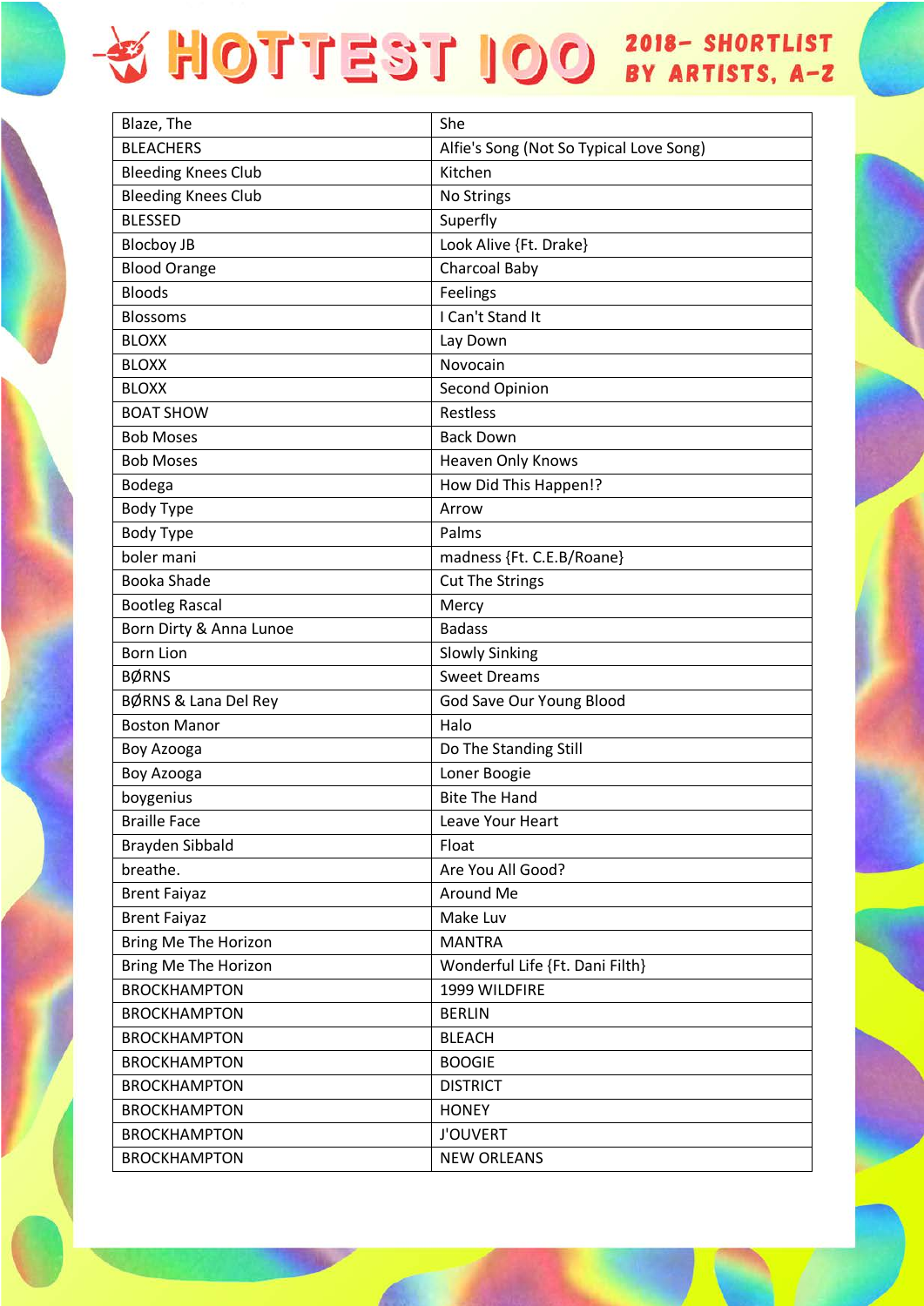| Blaze, The | She |
|---|---|
| BLEACHERS | Alfie's Song (Not So Typical Love Song) |
| Bleeding Knees Club | Kitchen |
| Bleeding Knees Club | No Strings |
| BLESSED | Superfly |
| Blocboy JB | Look Alive {Ft. Drake} |
| Blood Orange | Charcoal Baby |
| Bloods | Feelings |
| Blossoms | I Can't Stand It |
| BLOXX | Lay Down |
| BLOXX | Novocain |
| BLOXX | Second Opinion |
| BOAT SHOW | Restless |
| Bob Moses | Back Down |
| Bob Moses | Heaven Only Knows |
| Bodega | How Did This Happen!? |
| Body Type | Arrow |
| Body Type | Palms |
| boler mani | madness {Ft. C.E.B/Roane} |
| Booka Shade | Cut The Strings |
| Bootleg Rascal | Mercy |
| Born Dirty & Anna Lunoe | Badass |
| Born Lion | Slowly Sinking |
| BØRNS | Sweet Dreams |
| BØRNS & Lana Del Rey | God Save Our Young Blood |
| Boston Manor | Halo |
| Boy Azooga | Do The Standing Still |
| Boy Azooga | Loner Boogie |
| boygenius | Bite The Hand |
| Braille Face | Leave Your Heart |
| Brayden Sibbald | Float |
| breathe. | Are You All Good? |
| Brent Faiyaz | Around Me |
| Brent Faiyaz | Make Luv |
| Bring Me The Horizon | MANTRA |
| Bring Me The Horizon | Wonderful Life {Ft. Dani Filth} |
| BROCKHAMPTON | 1999 WILDFIRE |
| BROCKHAMPTON | BERLIN |
| BROCKHAMPTON | BLEACH |
| BROCKHAMPTON | BOOGIE |
| BROCKHAMPTON | DISTRICT |
| BROCKHAMPTON | HONEY |
| BROCKHAMPTON | J'OUVERT |
| BROCKHAMPTON | NEW ORLEANS |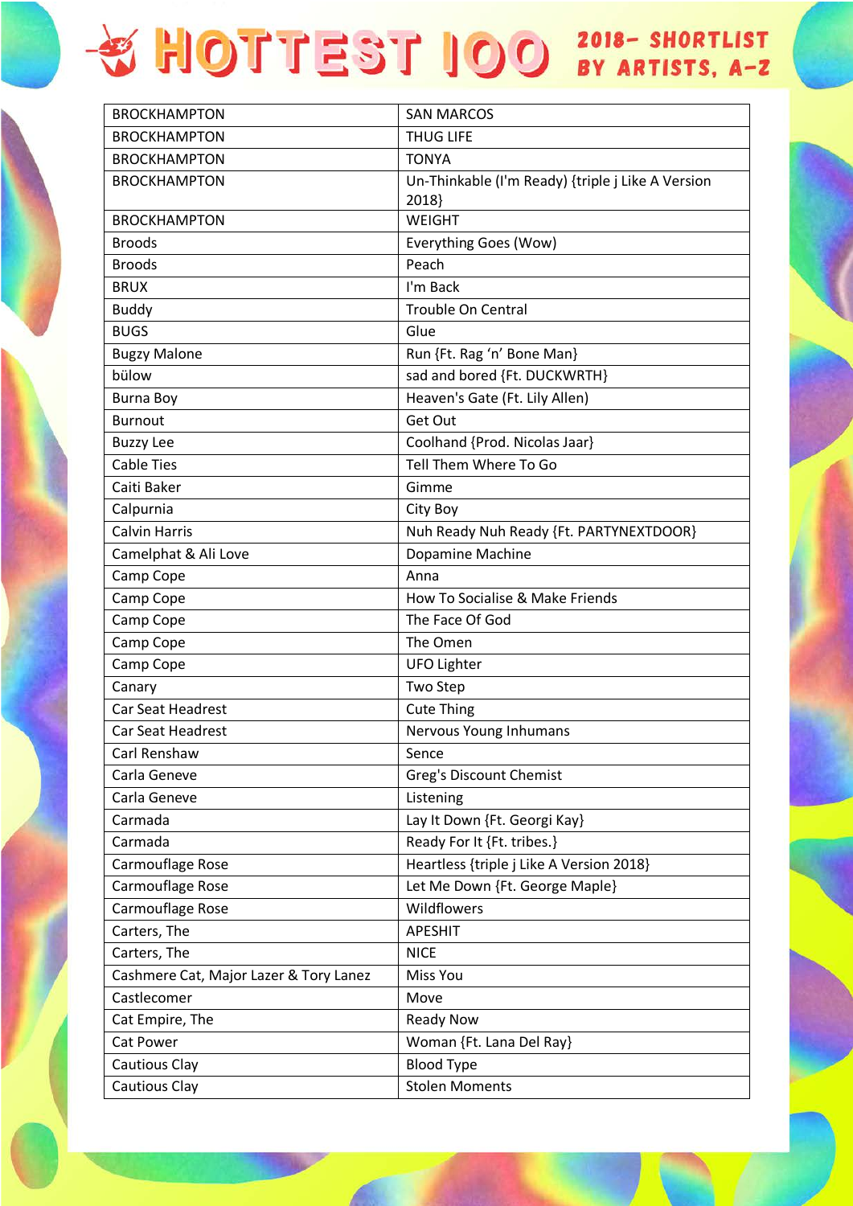# HOTTEST 100 2018– SHORTLIST BY ARTISTS, A–Z

| | |
|---|---|
| BROCKHAMPTON | SAN MARCOS |
| BROCKHAMPTON | THUG LIFE |
| BROCKHAMPTON | TONYA |
| BROCKHAMPTON | Un-Thinkable (I'm Ready) {triple j Like A Version 2018} |
| BROCKHAMPTON | WEIGHT |
| Broods | Everything Goes (Wow) |
| Broods | Peach |
| BRUX | I'm Back |
| Buddy | Trouble On Central |
| BUGS | Glue |
| Bugzy Malone | Run {Ft. Rag 'n' Bone Man} |
| bülow | sad and bored {Ft. DUCKWRTH} |
| Burna Boy | Heaven's Gate (Ft. Lily Allen) |
| Burnout | Get Out |
| Buzzy Lee | Coolhand {Prod. Nicolas Jaar} |
| Cable Ties | Tell Them Where To Go |
| Caiti Baker | Gimme |
| Calpurnia | City Boy |
| Calvin Harris | Nuh Ready Nuh Ready {Ft. PARTYNEXTDOOR} |
| Camelphat & Ali Love | Dopamine Machine |
| Camp Cope | Anna |
| Camp Cope | How To Socialise & Make Friends |
| Camp Cope | The Face Of God |
| Camp Cope | The Omen |
| Camp Cope | UFO Lighter |
| Canary | Two Step |
| Car Seat Headrest | Cute Thing |
| Car Seat Headrest | Nervous Young Inhumans |
| Carl Renshaw | Sence |
| Carla Geneve | Greg's Discount Chemist |
| Carla Geneve | Listening |
| Carmada | Lay It Down {Ft. Georgi Kay} |
| Carmada | Ready For It {Ft. tribes.} |
| Carmouflage Rose | Heartless {triple j Like A Version 2018} |
| Carmouflage Rose | Let Me Down {Ft. George Maple} |
| Carmouflage Rose | Wildflowers |
| Carters, The | APESHIT |
| Carters, The | NICE |
| Cashmere Cat, Major Lazer & Tory Lanez | Miss You |
| Castlecomer | Move |
| Cat Empire, The | Ready Now |
| Cat Power | Woman {Ft. Lana Del Ray} |
| Cautious Clay | Blood Type |
| Cautious Clay | Stolen Moments |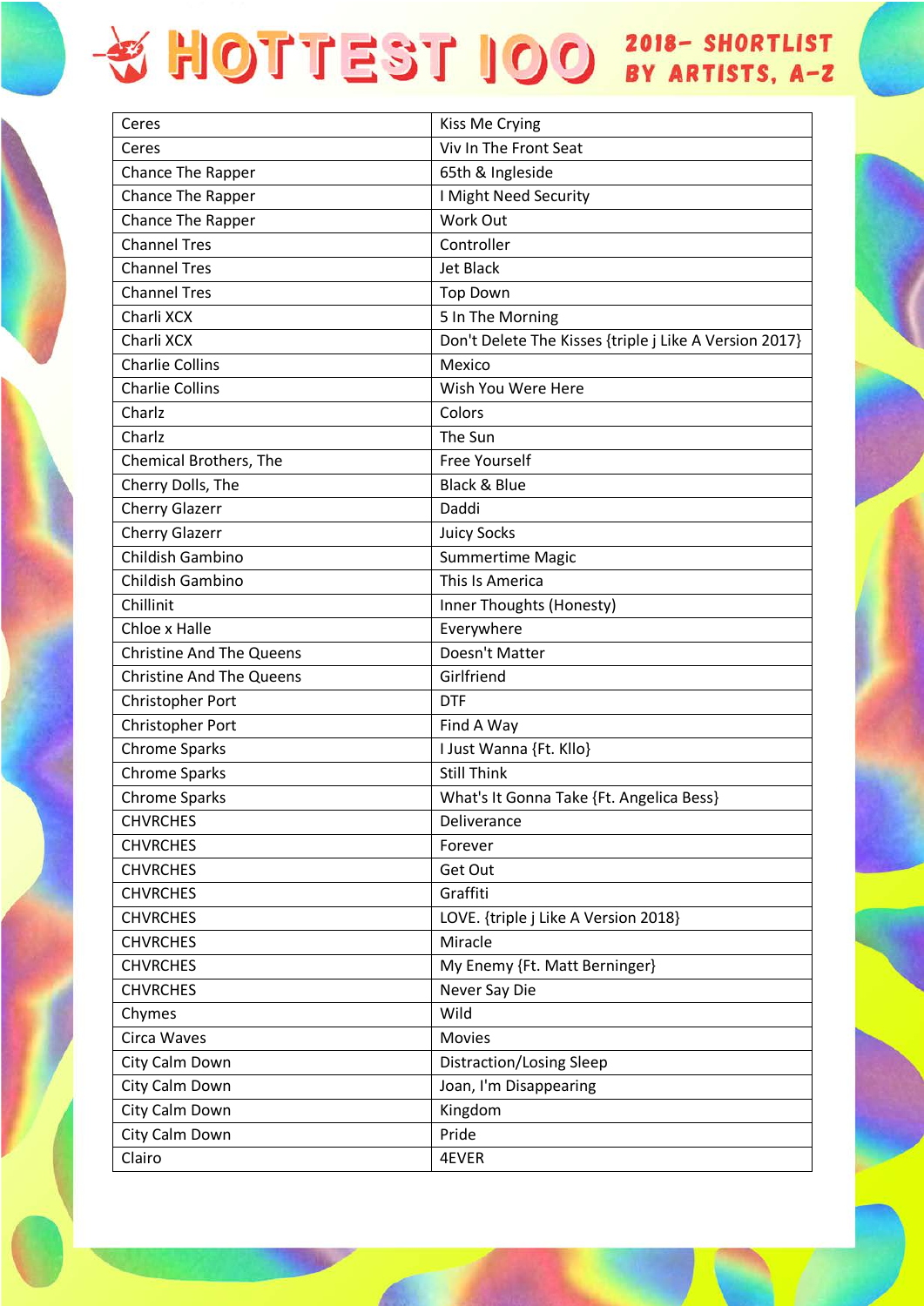| Ceres | Kiss Me Crying |
|---|---|
| Ceres | Viv In The Front Seat |
| Chance The Rapper | 65th & Ingleside |
| Chance The Rapper | I Might Need Security |
| Chance The Rapper | Work Out |
| Channel Tres | Controller |
| Channel Tres | Jet Black |
| Channel Tres | Top Down |
| Charli XCX | 5 In The Morning |
| Charli XCX | Don't Delete The Kisses {triple j Like A Version 2017} |
| Charlie Collins | Mexico |
| Charlie Collins | Wish You Were Here |
| Charlz | Colors |
| Charlz | The Sun |
| Chemical Brothers, The | Free Yourself |
| Cherry Dolls, The | Black & Blue |
| Cherry Glazerr | Daddi |
| Cherry Glazerr | Juicy Socks |
| Childish Gambino | Summertime Magic |
| Childish Gambino | This Is America |
| Chillinit | Inner Thoughts (Honesty) |
| Chloe x Halle | Everywhere |
| Christine And The Queens | Doesn't Matter |
| Christine And The Queens | Girlfriend |
| Christopher Port | DTF |
| Christopher Port | Find A Way |
| Chrome Sparks | I Just Wanna {Ft. Kllo} |
| Chrome Sparks | Still Think |
| Chrome Sparks | What's It Gonna Take {Ft. Angelica Bess} |
| CHVRCHES | Deliverance |
| CHVRCHES | Forever |
| CHVRCHES | Get Out |
| CHVRCHES | Graffiti |
| CHVRCHES | LOVE. {triple j Like A Version 2018} |
| CHVRCHES | Miracle |
| CHVRCHES | My Enemy {Ft. Matt Berninger} |
| CHVRCHES | Never Say Die |
| Chymes | Wild |
| Circa Waves | Movies |
| City Calm Down | Distraction/Losing Sleep |
| City Calm Down | Joan, I'm Disappearing |
| City Calm Down | Kingdom |
| City Calm Down | Pride |
| Clairo | 4EVER |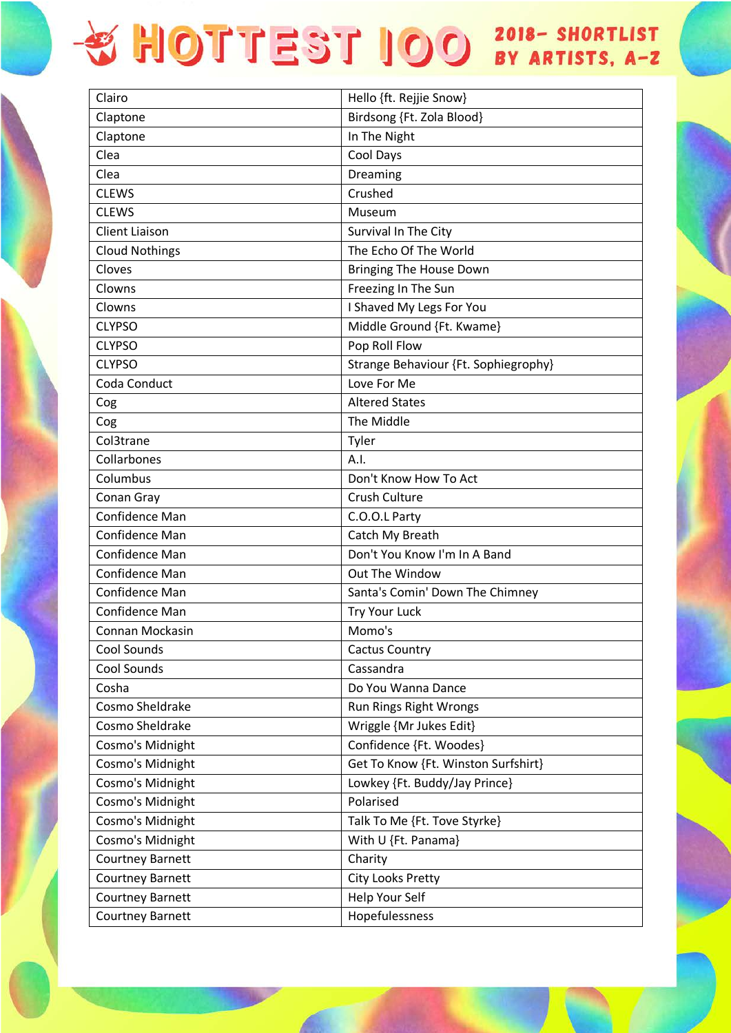| | |
|---|---|
| Clairo | Hello {ft. Rejjie Snow} |
| Claptone | Birdsong {Ft. Zola Blood} |
| Claptone | In The Night |
| Clea | Cool Days |
| Clea | Dreaming |
| CLEWS | Crushed |
| CLEWS | Museum |
| Client Liaison | Survival In The City |
| Cloud Nothings | The Echo Of The World |
| Cloves | Bringing The House Down |
| Clowns | Freezing In The Sun |
| Clowns | I Shaved My Legs For You |
| CLYPSO | Middle Ground {Ft. Kwame} |
| CLYPSO | Pop Roll Flow |
| CLYPSO | Strange Behaviour {Ft. Sophiegrophy} |
| Coda Conduct | Love For Me |
| Cog | Altered States |
| Cog | The Middle |
| Col3trane | Tyler |
| Collarbones | A.I. |
| Columbus | Don't Know How To Act |
| Conan Gray | Crush Culture |
| Confidence Man | C.O.O.L Party |
| Confidence Man | Catch My Breath |
| Confidence Man | Don't You Know I'm In A Band |
| Confidence Man | Out The Window |
| Confidence Man | Santa's Comin' Down The Chimney |
| Confidence Man | Try Your Luck |
| Connan Mockasin | Momo's |
| Cool Sounds | Cactus Country |
| Cool Sounds | Cassandra |
| Cosha | Do You Wanna Dance |
| Cosmo Sheldrake | Run Rings Right Wrongs |
| Cosmo Sheldrake | Wriggle {Mr Jukes Edit} |
| Cosmo's Midnight | Confidence {Ft. Woodes} |
| Cosmo's Midnight | Get To Know {Ft. Winston Surfshirt} |
| Cosmo's Midnight | Lowkey {Ft. Buddy/Jay Prince} |
| Cosmo's Midnight | Polarised |
| Cosmo's Midnight | Talk To Me {Ft. Tove Styrke} |
| Cosmo's Midnight | With U {Ft. Panama} |
| Courtney Barnett | Charity |
| Courtney Barnett | City Looks Pretty |
| Courtney Barnett | Help Your Self |
| Courtney Barnett | Hopefulessness |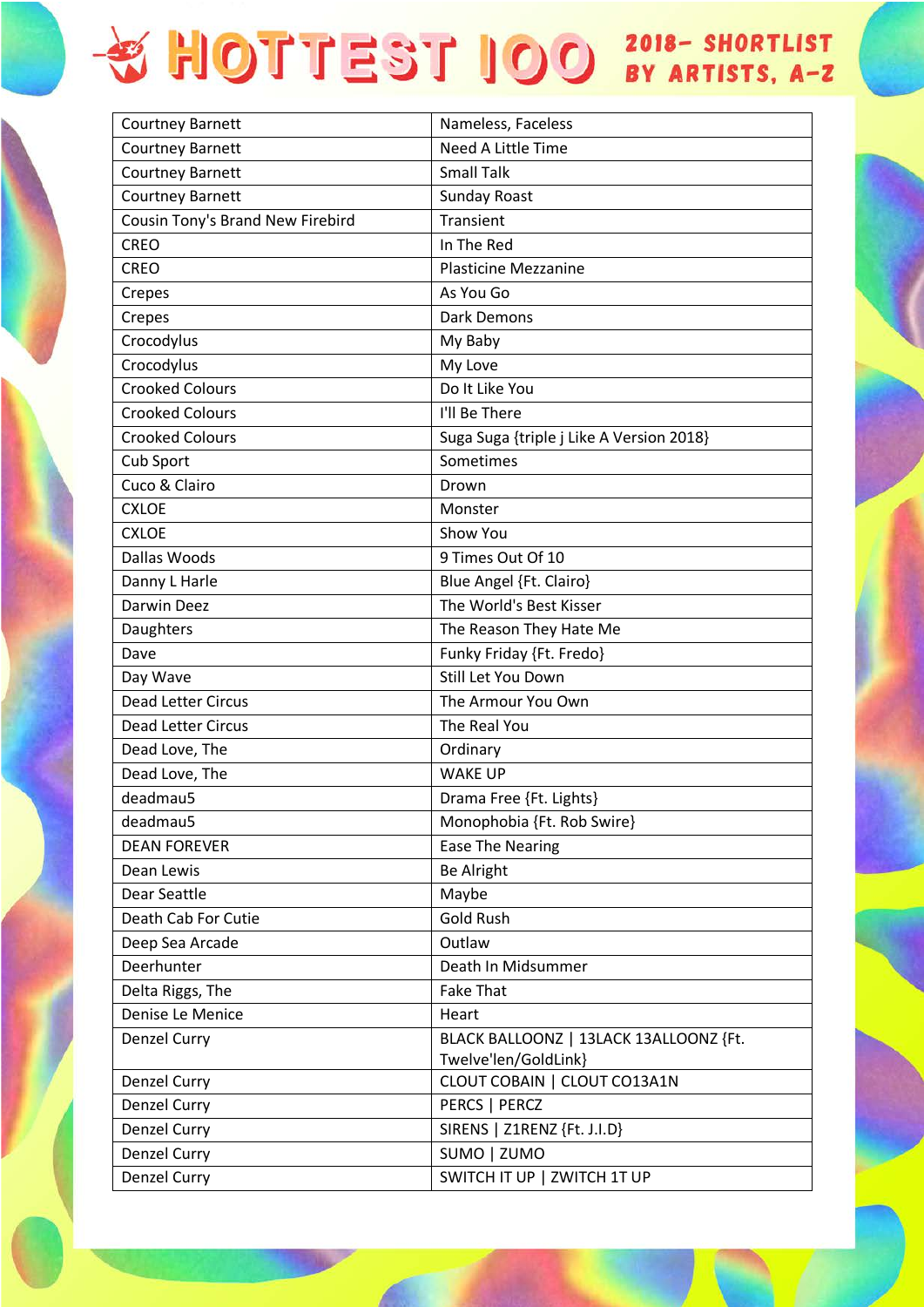# HOTTEST 100 2018 - SHORTLIST BY ARTISTS, A-Z

| Courtney Barnett | Nameless, Faceless |
|---|---|
| Courtney Barnett | Need A Little Time |
| Courtney Barnett | Small Talk |
| Courtney Barnett | Sunday Roast |
| Cousin Tony's Brand New Firebird | Transient |
| CREO | In The Red |
| CREO | Plasticine Mezzanine |
| Crepes | As You Go |
| Crepes | Dark Demons |
| Crocodylus | My Baby |
| Crocodylus | My Love |
| Crooked Colours | Do It Like You |
| Crooked Colours | I'll Be There |
| Crooked Colours | Suga Suga {triple j Like A Version 2018} |
| Cub Sport | Sometimes |
| Cuco & Clairo | Drown |
| CXLOE | Monster |
| CXLOE | Show You |
| Dallas Woods | 9 Times Out Of 10 |
| Danny L Harle | Blue Angel {Ft. Clairo} |
| Darwin Deez | The World's Best Kisser |
| Daughters | The Reason They Hate Me |
| Dave | Funky Friday {Ft. Fredo} |
| Day Wave | Still Let You Down |
| Dead Letter Circus | The Armour You Own |
| Dead Letter Circus | The Real You |
| Dead Love, The | Ordinary |
| Dead Love, The | WAKE UP |
| deadmau5 | Drama Free {Ft. Lights} |
| deadmau5 | Monophobia {Ft. Rob Swire} |
| DEAN FOREVER | Ease The Nearing |
| Dean Lewis | Be Alright |
| Dear Seattle | Maybe |
| Death Cab For Cutie | Gold Rush |
| Deep Sea Arcade | Outlaw |
| Deerhunter | Death In Midsummer |
| Delta Riggs, The | Fake That |
| Denise Le Menice | Heart |
| Denzel Curry | BLACK BALLOONZ \| 13LACK 13ALLOONZ {Ft. Twelve'len/GoldLink} |
| Denzel Curry | CLOUT COBAIN \| CLOUT CO13A1N |
| Denzel Curry | PERCS \| PERCZ |
| Denzel Curry | SIRENS \| Z1RENZ {Ft. J.I.D} |
| Denzel Curry | SUMO \| ZUMO |
| Denzel Curry | SWITCH IT UP \| ZWITCH 1T UP |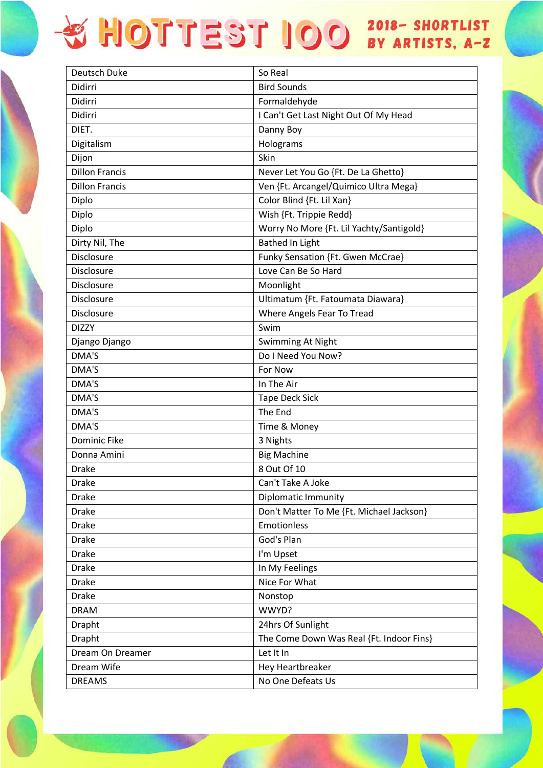# HOTTEST 100 2018- SHORTLIST BY ARTISTS, A-Z

| Deutsch Duke | So Real |
|---|---|
| Didirri | Bird Sounds |
| Didirri | Formaldehyde |
| Didirri | I Can't Get Last Night Out Of My Head |
| DIET. | Danny Boy |
| Digitalism | Holograms |
| Dijon | Skin |
| Dillon Francis | Never Let You Go {Ft. De La Ghetto} |
| Dillon Francis | Ven {Ft. Arcangel/Quimico Ultra Mega} |
| Diplo | Color Blind {Ft. Lil Xan} |
| Diplo | Wish {Ft. Trippie Redd} |
| Diplo | Worry No More {Ft. Lil Yachty/Santigold} |
| Dirty Nil, The | Bathed In Light |
| Disclosure | Funky Sensation {Ft. Gwen McCrae} |
| Disclosure | Love Can Be So Hard |
| Disclosure | Moonlight |
| Disclosure | Ultimatum {Ft. Fatoumata Diawara} |
| Disclosure | Where Angels Fear To Tread |
| DIZZY | Swim |
| Django Django | Swimming At Night |
| DMA'S | Do I Need You Now? |
| DMA'S | For Now |
| DMA'S | In The Air |
| DMA'S | Tape Deck Sick |
| DMA'S | The End |
| DMA'S | Time & Money |
| Dominic Fike | 3 Nights |
| Donna Amini | Big Machine |
| Drake | 8 Out Of 10 |
| Drake | Can't Take A Joke |
| Drake | Diplomatic Immunity |
| Drake | Don't Matter To Me {Ft. Michael Jackson} |
| Drake | Emotionless |
| Drake | God's Plan |
| Drake | I'm Upset |
| Drake | In My Feelings |
| Drake | Nice For What |
| Drake | Nonstop |
| DRAM | WWYD? |
| Drapht | 24hrs Of Sunlight |
| Drapht | The Come Down Was Real {Ft. Indoor Fins} |
| Dream On Dreamer | Let It In |
| Dream Wife | Hey Heartbreaker |
| DREAMS | No One Defeats Us |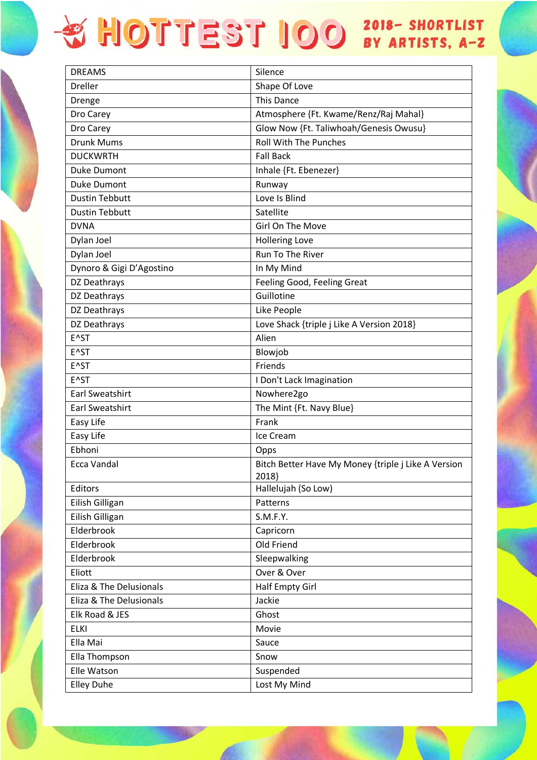# HOTTEST 100 2018- SHORTLIST BY ARTISTS, A-Z

| | |
|---|---|
| DREAMS | Silence |
| Dreller | Shape Of Love |
| Drenge | This Dance |
| Dro Carey | Atmosphere {Ft. Kwame/Renz/Raj Mahal} |
| Dro Carey | Glow Now {Ft. Taliwhoah/Genesis Owusu} |
| Drunk Mums | Roll With The Punches |
| DUCKWRTH | Fall Back |
| Duke Dumont | Inhale {Ft. Ebenezer} |
| Duke Dumont | Runway |
| Dustin Tebbutt | Love Is Blind |
| Dustin Tebbutt | Satellite |
| DVNA | Girl On The Move |
| Dylan Joel | Hollering Love |
| Dylan Joel | Run To The River |
| Dynoro & Gigi D'Agostino | In My Mind |
| DZ Deathrays | Feeling Good, Feeling Great |
| DZ Deathrays | Guillotine |
| DZ Deathrays | Like People |
| DZ Deathrays | Love Shack {triple j Like A Version 2018} |
| E^ST | Alien |
| E^ST | Blowjob |
| E^ST | Friends |
| E^ST | I Don't Lack Imagination |
| Earl Sweatshirt | Nowhere2go |
| Earl Sweatshirt | The Mint {Ft. Navy Blue} |
| Easy Life | Frank |
| Easy Life | Ice Cream |
| Ebhoni | Opps |
| Ecca Vandal | Bitch Better Have My Money {triple j Like A Version 2018} |
| Editors | Hallelujah (So Low) |
| Eilish Gilligan | Patterns |
| Eilish Gilligan | S.M.F.Y. |
| Elderbrook | Capricorn |
| Elderbrook | Old Friend |
| Elderbrook | Sleepwalking |
| Eliott | Over & Over |
| Eliza & The Delusionals | Half Empty Girl |
| Eliza & The Delusionals | Jackie |
| Elk Road & JES | Ghost |
| ELKI | Movie |
| Ella Mai | Sauce |
| Ella Thompson | Snow |
| Elle Watson | Suspended |
| Elley Duhe | Lost My Mind |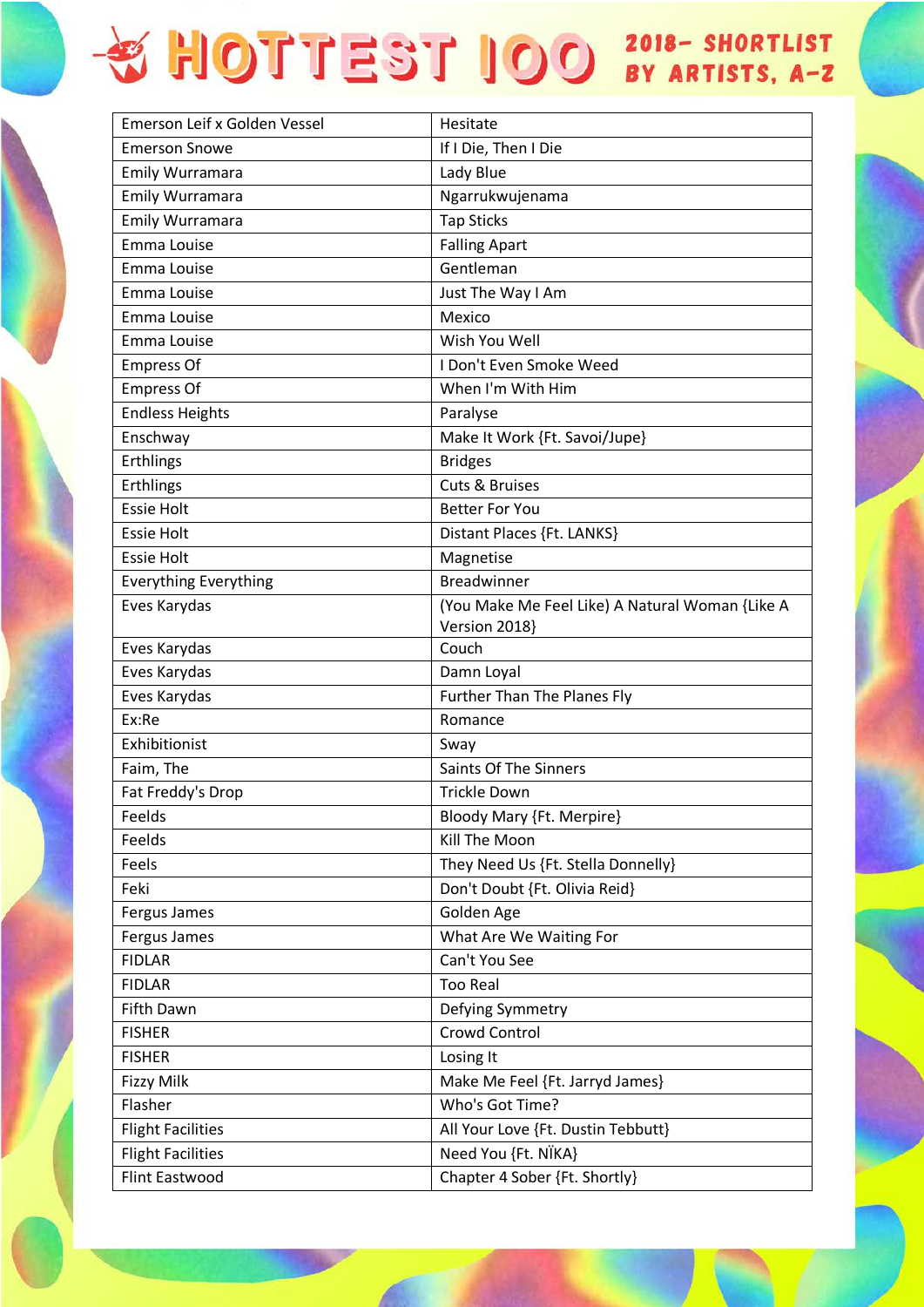# HOTTEST 100 2018- SHORTLIST BY ARTISTS, A-Z

| Emerson Leif x Golden Vessel | Hesitate |
|---|---|
| Emerson Snowe | If I Die, Then I Die |
| Emily Wurramara | Lady Blue |
| Emily Wurramara | Ngarrukwujenama |
| Emily Wurramara | Tap Sticks |
| Emma Louise | Falling Apart |
| Emma Louise | Gentleman |
| Emma Louise | Just The Way I Am |
| Emma Louise | Mexico |
| Emma Louise | Wish You Well |
| Empress Of | I Don't Even Smoke Weed |
| Empress Of | When I'm With Him |
| Endless Heights | Paralyse |
| Enschway | Make It Work {Ft. Savoi/Jupe} |
| Erthlings | Bridges |
| Erthlings | Cuts & Bruises |
| Essie Holt | Better For You |
| Essie Holt | Distant Places {Ft. LANKS} |
| Essie Holt | Magnetise |
| Everything Everything | Breadwinner |
| Eves Karydas | (You Make Me Feel Like) A Natural Woman {Like A Version 2018} |
| Eves Karydas | Couch |
| Eves Karydas | Damn Loyal |
| Eves Karydas | Further Than The Planes Fly |
| Ex:Re | Romance |
| Exhibitionist | Sway |
| Faim, The | Saints Of The Sinners |
| Fat Freddy's Drop | Trickle Down |
| Feelds | Bloody Mary {Ft. Merpire} |
| Feelds | Kill The Moon |
| Feels | They Need Us {Ft. Stella Donnelly} |
| Feki | Don't Doubt {Ft. Olivia Reid} |
| Fergus James | Golden Age |
| Fergus James | What Are We Waiting For |
| FIDLAR | Can't You See |
| FIDLAR | Too Real |
| Fifth Dawn | Defying Symmetry |
| FISHER | Crowd Control |
| FISHER | Losing It |
| Fizzy Milk | Make Me Feel {Ft. Jarryd James} |
| Flasher | Who's Got Time? |
| Flight Facilities | All Your Love {Ft. Dustin Tebbutt} |
| Flight Facilities | Need You {Ft. NÏKA} |
| Flint Eastwood | Chapter 4 Sober {Ft. Shortly} |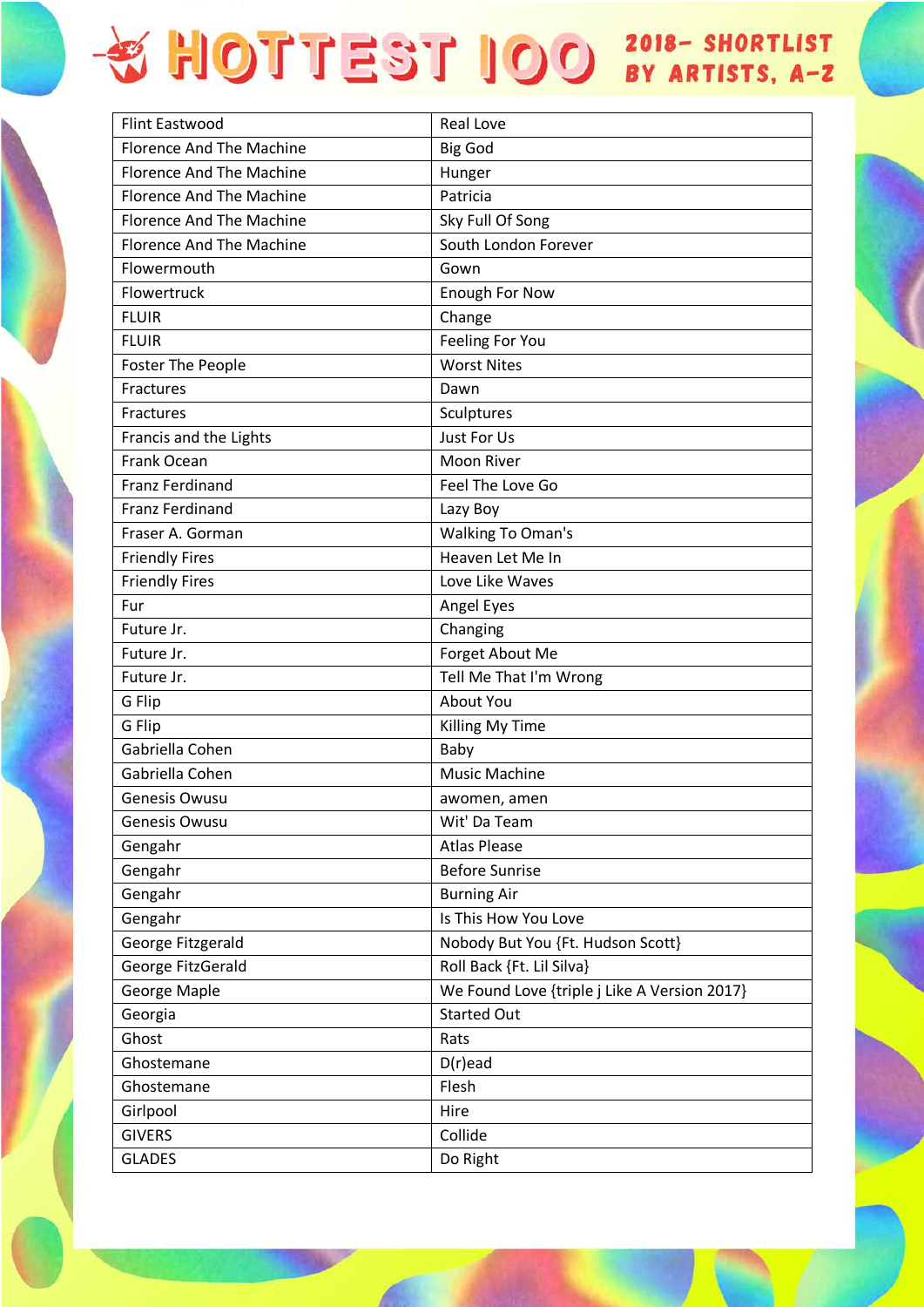# HOTTEST 100 2018- SHORTLIST BY ARTISTS, A-Z

| | |
|---|---|
| Flint Eastwood | Real Love |
| Florence And The Machine | Big God |
| Florence And The Machine | Hunger |
| Florence And The Machine | Patricia |
| Florence And The Machine | Sky Full Of Song |
| Florence And The Machine | South London Forever |
| Flowermouth | Gown |
| Flowertruck | Enough For Now |
| FLUIR | Change |
| FLUIR | Feeling For You |
| Foster The People | Worst Nites |
| Fractures | Dawn |
| Fractures | Sculptures |
| Francis and the Lights | Just For Us |
| Frank Ocean | Moon River |
| Franz Ferdinand | Feel The Love Go |
| Franz Ferdinand | Lazy Boy |
| Fraser A. Gorman | Walking To Oman's |
| Friendly Fires | Heaven Let Me In |
| Friendly Fires | Love Like Waves |
| Fur | Angel Eyes |
| Future Jr. | Changing |
| Future Jr. | Forget About Me |
| Future Jr. | Tell Me That I'm Wrong |
| G Flip | About You |
| G Flip | Killing My Time |
| Gabriella Cohen | Baby |
| Gabriella Cohen | Music Machine |
| Genesis Owusu | awomen, amen |
| Genesis Owusu | Wit' Da Team |
| Gengahr | Atlas Please |
| Gengahr | Before Sunrise |
| Gengahr | Burning Air |
| Gengahr | Is This How You Love |
| George Fitzgerald | Nobody But You {Ft. Hudson Scott} |
| George FitzGerald | Roll Back {Ft. Lil Silva} |
| George Maple | We Found Love {triple j Like A Version 2017} |
| Georgia | Started Out |
| Ghost | Rats |
| Ghostemane | D(r)ead |
| Ghostemane | Flesh |
| Girlpool | Hire |
| GIVERS | Collide |
| GLADES | Do Right |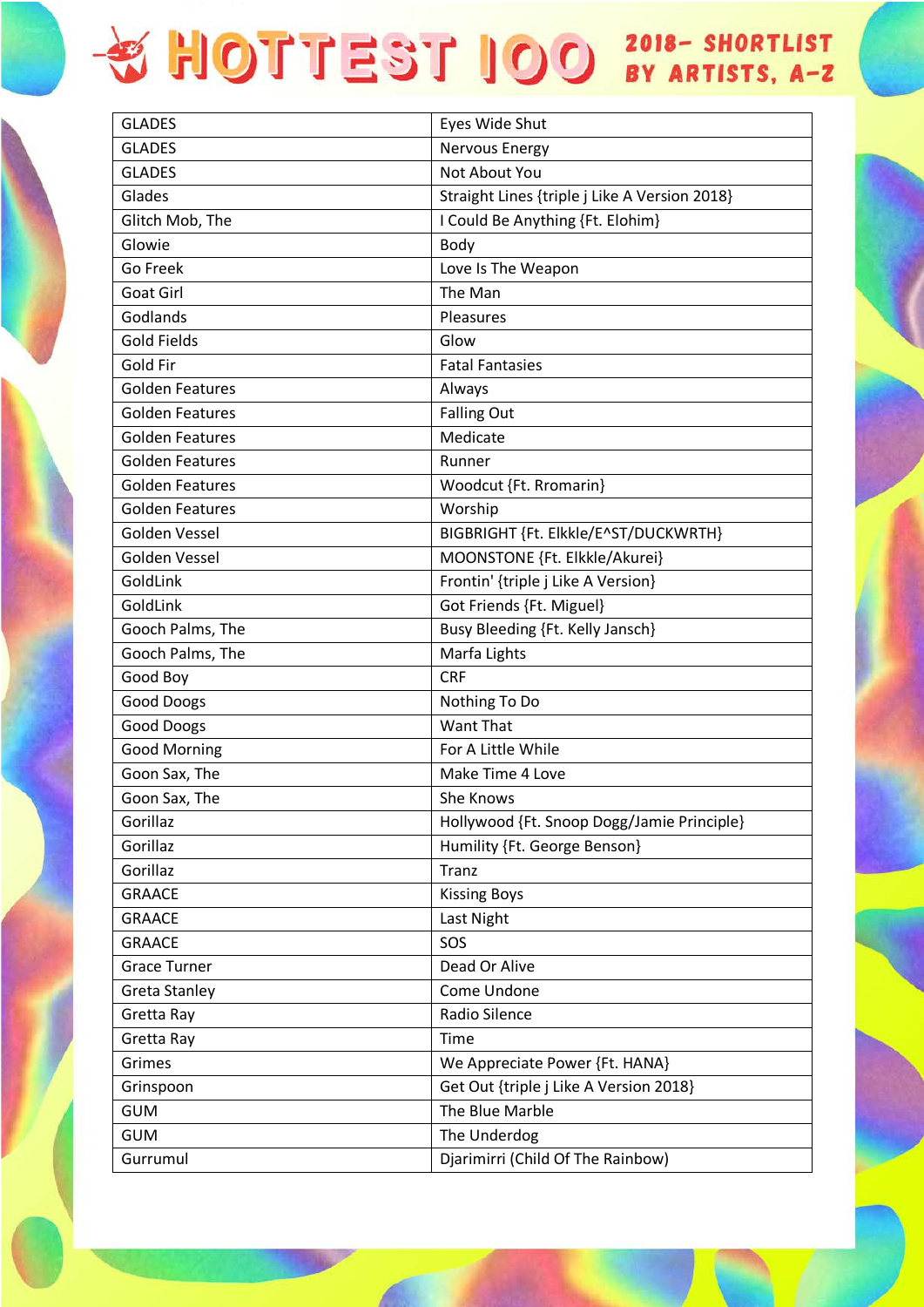# HOTTEST 100 2018 – SHORTLIST BY ARTISTS, A-Z

| | |
|---|---|
| GLADES | Eyes Wide Shut |
| GLADES | Nervous Energy |
| GLADES | Not About You |
| Glades | Straight Lines {triple j Like A Version 2018} |
| Glitch Mob, The | I Could Be Anything {Ft. Elohim} |
| Glowie | Body |
| Go Freek | Love Is The Weapon |
| Goat Girl | The Man |
| Godlands | Pleasures |
| Gold Fields | Glow |
| Gold Fir | Fatal Fantasies |
| Golden Features | Always |
| Golden Features | Falling Out |
| Golden Features | Medicate |
| Golden Features | Runner |
| Golden Features | Woodcut {Ft. Romarin} |
| Golden Features | Worship |
| Golden Vessel | BIGBRIGHT {Ft. Elkkle/E^ST/DUCKWRTH} |
| Golden Vessel | MOONSTONE {Ft. Elkkle/Akurei} |
| GoldLink | Frontin' {triple j Like A Version} |
| GoldLink | Got Friends {Ft. Miguel} |
| Gooch Palms, The | Busy Bleeding {Ft. Kelly Jansch} |
| Gooch Palms, The | Marfa Lights |
| Good Boy | CRF |
| Good Doogs | Nothing To Do |
| Good Doogs | Want That |
| Good Morning | For A Little While |
| Goon Sax, The | Make Time 4 Love |
| Goon Sax, The | She Knows |
| Gorillaz | Hollywood {Ft. Snoop Dogg/Jamie Principle} |
| Gorillaz | Humility {Ft. George Benson} |
| Gorillaz | Tranz |
| GRAACE | Kissing Boys |
| GRAACE | Last Night |
| GRAACE | SOS |
| Grace Turner | Dead Or Alive |
| Greta Stanley | Come Undone |
| Gretta Ray | Radio Silence |
| Gretta Ray | Time |
| Grimes | We Appreciate Power {Ft. HANA} |
| Grinspoon | Get Out {triple j Like A Version 2018} |
| GUM | The Blue Marble |
| GUM | The Underdog |
| Gurrumul | Djarimirri (Child Of The Rainbow) |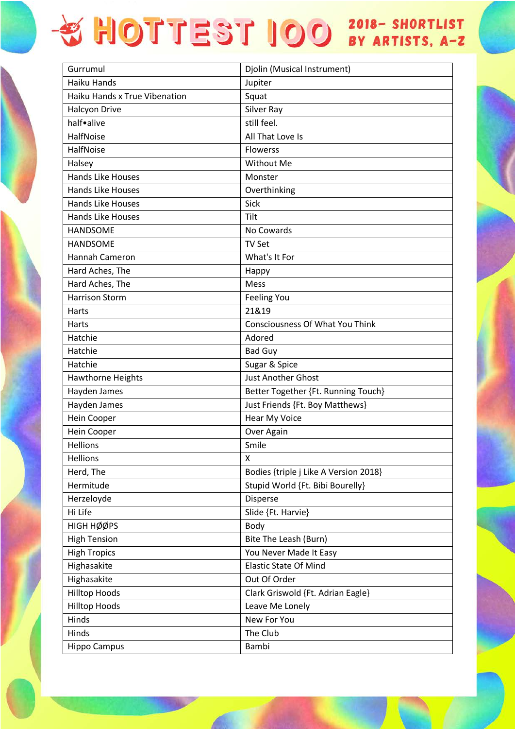# HOTTEST 100 2018- SHORTLIST BY ARTISTS, A-Z

| Gurrumul | Djolin (Musical Instrument) |
|---|---|
| Haiku Hands | Jupiter |
| Haiku Hands x True Vibenation | Squat |
| Halcyon Drive | Silver Ray |
| half•alive | still feel. |
| HalfNoise | All That Love Is |
| HalfNoise | Flowerss |
| Halsey | Without Me |
| Hands Like Houses | Monster |
| Hands Like Houses | Overthinking |
| Hands Like Houses | Sick |
| Hands Like Houses | Tilt |
| HANDSOME | No Cowards |
| HANDSOME | TV Set |
| Hannah Cameron | What's It For |
| Hard Aches, The | Happy |
| Hard Aches, The | Mess |
| Harrison Storm | Feeling You |
| Harts | 21&19 |
| Harts | Consciousness Of What You Think |
| Hatchie | Adored |
| Hatchie | Bad Guy |
| Hatchie | Sugar & Spice |
| Hawthorne Heights | Just Another Ghost |
| Hayden James | Better Together {Ft. Running Touch} |
| Hayden James | Just Friends {Ft. Boy Matthews} |
| Hein Cooper | Hear My Voice |
| Hein Cooper | Over Again |
| Hellions | Smile |
| Hellions | X |
| Herd, The | Bodies {triple j Like A Version 2018} |
| Hermitude | Stupid World {Ft. Bibi Bourelly} |
| Herzeloyde | Disperse |
| Hi Life | Slide {Ft. Harvie} |
| HIGH HØØPS | Body |
| High Tension | Bite The Leash (Burn) |
| High Tropics | You Never Made It Easy |
| Highasakite | Elastic State Of Mind |
| Highasakite | Out Of Order |
| Hilltop Hoods | Clark Griswold {Ft. Adrian Eagle} |
| Hilltop Hoods | Leave Me Lonely |
| Hinds | New For You |
| Hinds | The Club |
| Hippo Campus | Bambi |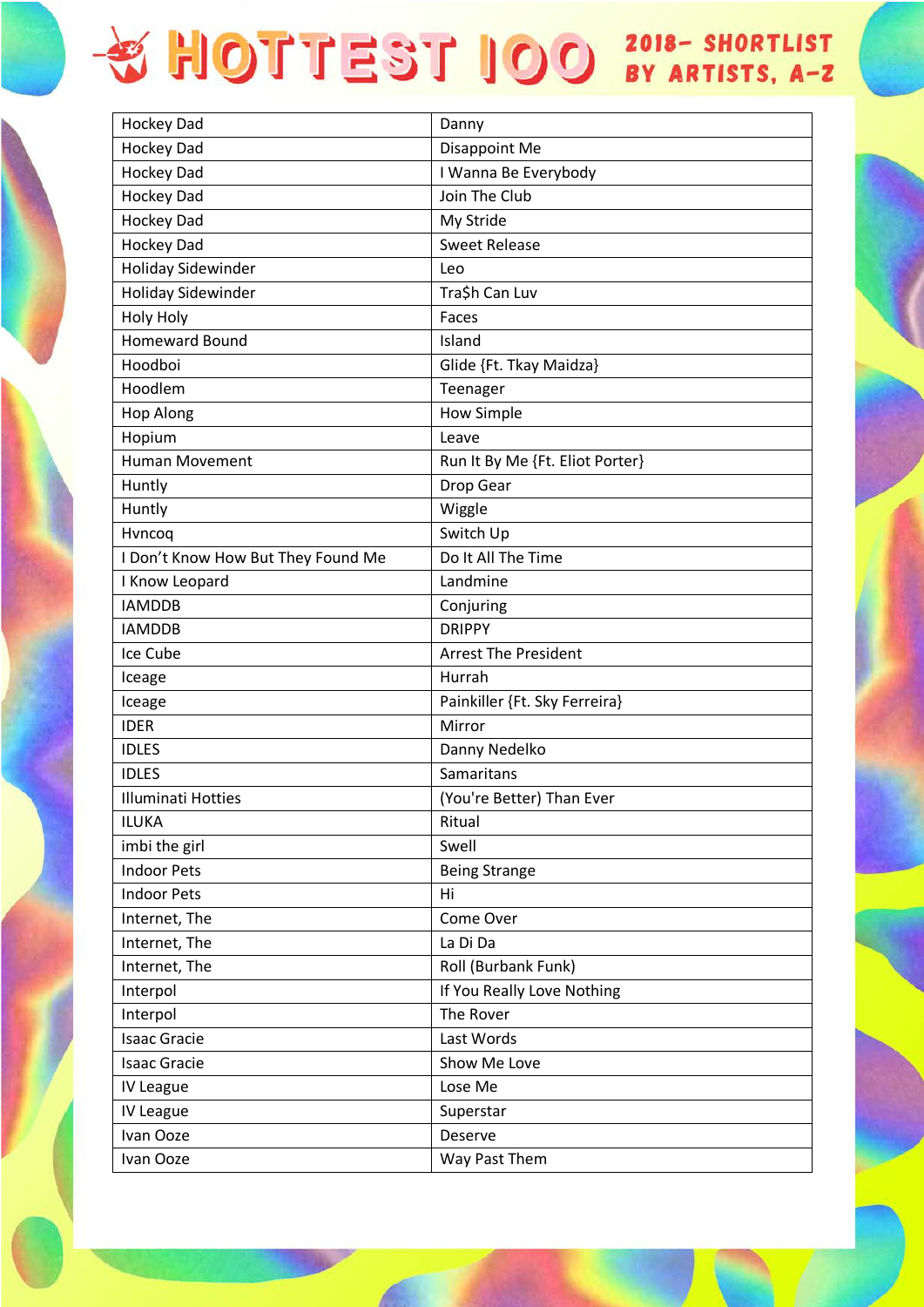# HOTTEST 100 2018- SHORTLIST BY ARTISTS, A-Z

| Hockey Dad | Danny |
|---|---|
| Hockey Dad | Disappoint Me |
| Hockey Dad | I Wanna Be Everybody |
| Hockey Dad | Join The Club |
| Hockey Dad | My Stride |
| Hockey Dad | Sweet Release |
| Holiday Sidewinder | Leo |
| Holiday Sidewinder | Tra$h Can Luv |
| Holy Holy | Faces |
| Homeward Bound | Island |
| Hoodboi | Glide {Ft. Tkay Maidza} |
| Hoodlem | Teenager |
| Hop Along | How Simple |
| Hopium | Leave |
| Human Movement | Run It By Me {Ft. Eliot Porter} |
| Huntly | Drop Gear |
| Huntly | Wiggle |
| Hvncoq | Switch Up |
| I Don't Know How But They Found Me | Do It All The Time |
| I Know Leopard | Landmine |
| IAMDDB | Conjuring |
| IAMDDB | DRIPPY |
| Ice Cube | Arrest The President |
| Iceage | Hurrah |
| Iceage | Painkiller {Ft. Sky Ferreira} |
| IDER | Mirror |
| IDLES | Danny Nedelko |
| IDLES | Samaritans |
| Illuminati Hotties | (You're Better) Than Ever |
| ILUKA | Ritual |
| imbi the girl | Swell |
| Indoor Pets | Being Strange |
| Indoor Pets | Hi |
| Internet, The | Come Over |
| Internet, The | La Di Da |
| Internet, The | Roll (Burbank Funk) |
| Interpol | If You Really Love Nothing |
| Interpol | The Rover |
| Isaac Gracie | Last Words |
| Isaac Gracie | Show Me Love |
| IV League | Lose Me |
| IV League | Superstar |
| Ivan Ooze | Deserve |
| Ivan Ooze | Way Past Them |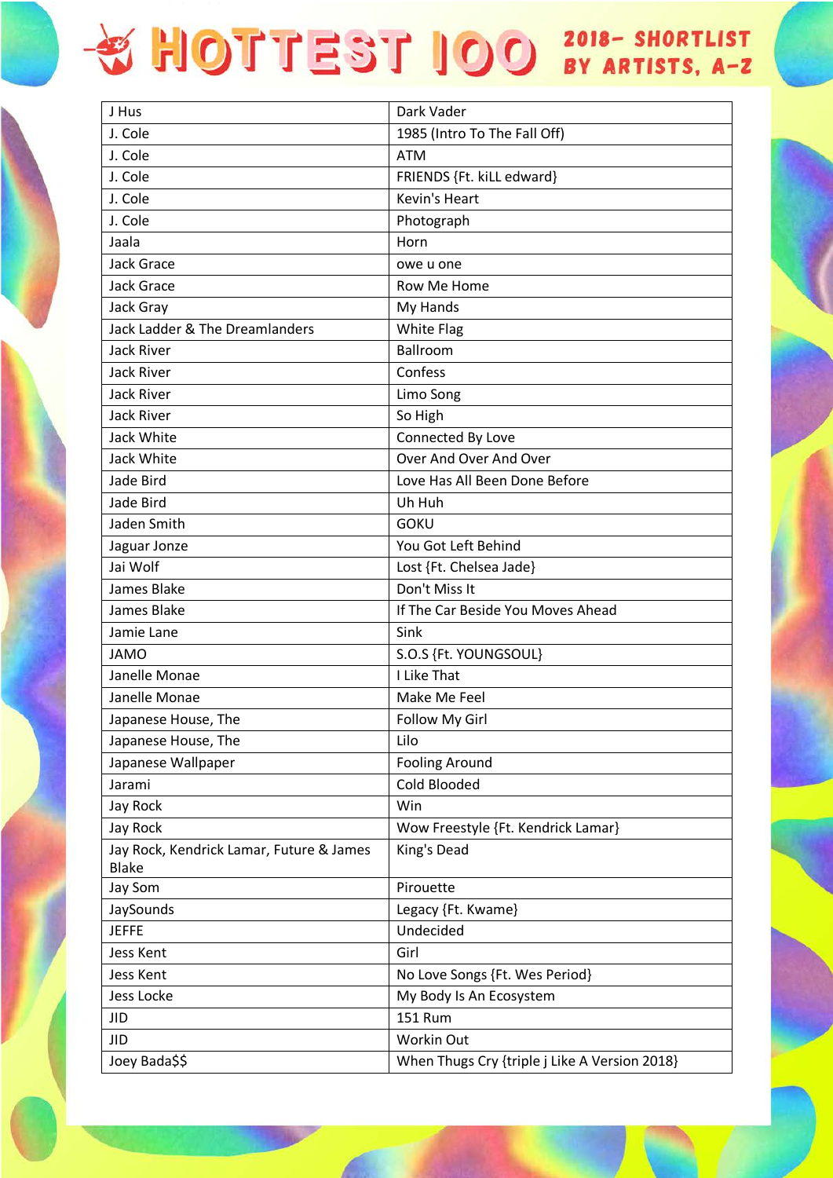# HOTTEST 100 2018- SHORTLIST BY ARTISTS, A-Z

| | |
|---|---|
| J Hus | Dark Vader |
| J. Cole | 1985 (Intro To The Fall Off) |
| J. Cole | ATM |
| J. Cole | FRIENDS {Ft. kiLL edward} |
| J. Cole | Kevin's Heart |
| J. Cole | Photograph |
| Jaala | Horn |
| Jack Grace | owe u one |
| Jack Grace | Row Me Home |
| Jack Gray | My Hands |
| Jack Ladder & The Dreamlanders | White Flag |
| Jack River | Ballroom |
| Jack River | Confess |
| Jack River | Limo Song |
| Jack River | So High |
| Jack White | Connected By Love |
| Jack White | Over And Over And Over |
| Jade Bird | Love Has All Been Done Before |
| Jade Bird | Uh Huh |
| Jaden Smith | GOKU |
| Jaguar Jonze | You Got Left Behind |
| Jai Wolf | Lost {Ft. Chelsea Jade} |
| James Blake | Don't Miss It |
| James Blake | If The Car Beside You Moves Ahead |
| Jamie Lane | Sink |
| JAMO | S.O.S {Ft. YOUNGSOUL} |
| Janelle Monae | I Like That |
| Janelle Monae | Make Me Feel |
| Japanese House, The | Follow My Girl |
| Japanese House, The | Lilo |
| Japanese Wallpaper | Fooling Around |
| Jarami | Cold Blooded |
| Jay Rock | Win |
| Jay Rock | Wow Freestyle {Ft. Kendrick Lamar} |
| Jay Rock, Kendrick Lamar, Future & James Blake | King's Dead |
| Jay Som | Pirouette |
| JaySounds | Legacy {Ft. Kwame} |
| JEFFE | Undecided |
| Jess Kent | Girl |
| Jess Kent | No Love Songs {Ft. Wes Period} |
| Jess Locke | My Body Is An Ecosystem |
| JID | 151 Rum |
| JID | Workin Out |
| Joey Bada$$ | When Thugs Cry {triple j Like A Version 2018} |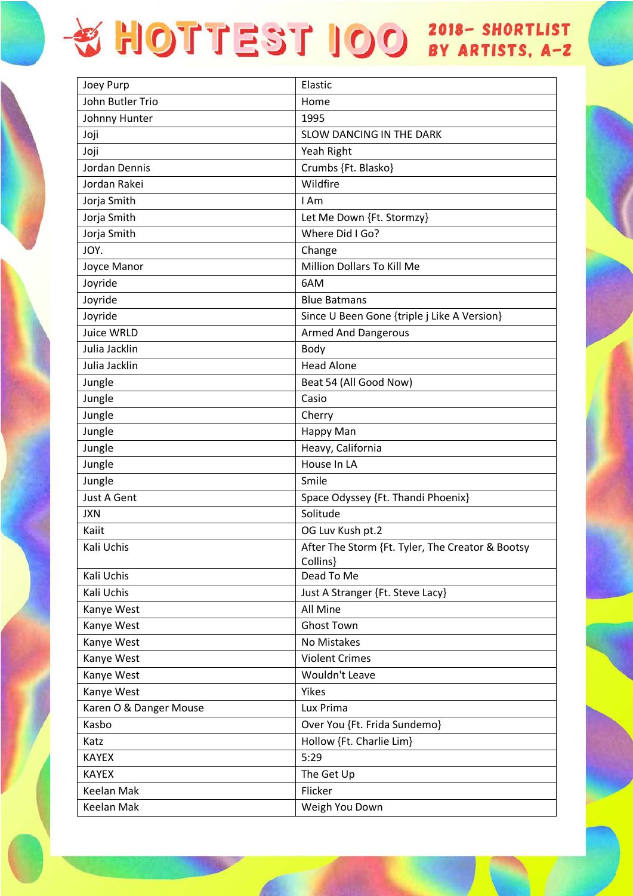# HOTTEST 100 2018- SHORTLIST BY ARTISTS, A-Z

| Joey Purp | Elastic |
|---|---|
| John Butler Trio | Home |
| Johnny Hunter | 1995 |
| Joji | SLOW DANCING IN THE DARK |
| Joji | Yeah Right |
| Jordan Dennis | Crumbs {Ft. Blasko} |
| Jordan Rakei | Wildfire |
| Jorja Smith | I Am |
| Jorja Smith | Let Me Down {Ft. Stormzy} |
| Jorja Smith | Where Did I Go? |
| JOY. | Change |
| Joyce Manor | Million Dollars To Kill Me |
| Joyride | 6AM |
| Joyride | Blue Batmans |
| Joyride | Since U Been Gone {triple j Like A Version} |
| Juice WRLD | Armed And Dangerous |
| Julia Jacklin | Body |
| Julia Jacklin | Head Alone |
| Jungle | Beat 54 (All Good Now) |
| Jungle | Casio |
| Jungle | Cherry |
| Jungle | Happy Man |
| Jungle | Heavy, California |
| Jungle | House In LA |
| Jungle | Smile |
| Just A Gent | Space Odyssey {Ft. Thandi Phoenix} |
| JXN | Solitude |
| Kaiit | OG Luv Kush pt.2 |
| Kali Uchis | After The Storm {Ft. Tyler, The Creator & Bootsy Collins} |
| Kali Uchis | Dead To Me |
| Kali Uchis | Just A Stranger {Ft. Steve Lacy} |
| Kanye West | All Mine |
| Kanye West | Ghost Town |
| Kanye West | No Mistakes |
| Kanye West | Violent Crimes |
| Kanye West | Wouldn't Leave |
| Kanye West | Yikes |
| Karen O & Danger Mouse | Lux Prima |
| Kasbo | Over You {Ft. Frida Sundemo} |
| Katz | Hollow {Ft. Charlie Lim} |
| KAYEX | 5:29 |
| KAYEX | The Get Up |
| Keelan Mak | Flicker |
| Keelan Mak | Weigh You Down |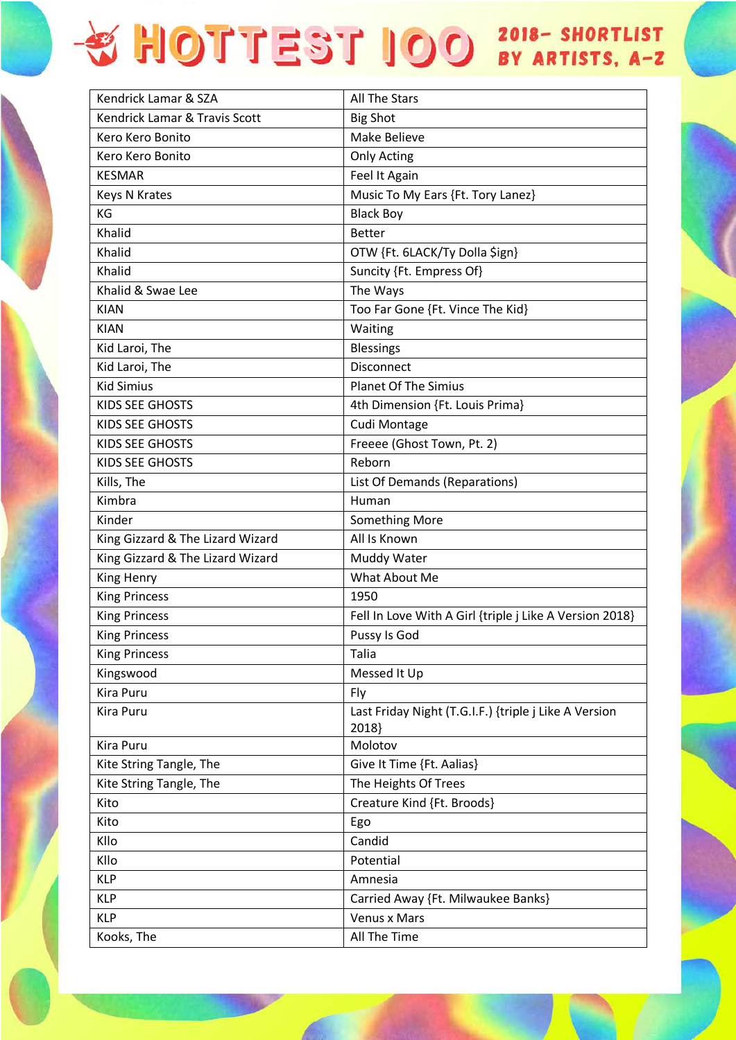# HOTTEST 100 2018– SHORTLIST BY ARTISTS, A–Z

| Kendrick Lamar & SZA | All The Stars |
|---|---|
| Kendrick Lamar & Travis Scott | Big Shot |
| Kero Kero Bonito | Make Believe |
| Kero Kero Bonito | Only Acting |
| KESMAR | Feel It Again |
| Keys N Krates | Music To My Ears {Ft. Tory Lanez} |
| KG | Black Boy |
| Khalid | Better |
| Khalid | OTW {Ft. 6LACK/Ty Dolla $ign} |
| Khalid | Suncity {Ft. Empress Of} |
| Khalid & Swae Lee | The Ways |
| KIAN | Too Far Gone {Ft. Vince The Kid} |
| KIAN | Waiting |
| Kid Laroi, The | Blessings |
| Kid Laroi, The | Disconnect |
| Kid Simius | Planet Of The Simius |
| KIDS SEE GHOSTS | 4th Dimension {Ft. Louis Prima} |
| KIDS SEE GHOSTS | Cudi Montage |
| KIDS SEE GHOSTS | Freeee (Ghost Town, Pt. 2) |
| KIDS SEE GHOSTS | Reborn |
| Kills, The | List Of Demands (Reparations) |
| Kimbra | Human |
| Kinder | Something More |
| King Gizzard & The Lizard Wizard | All Is Known |
| King Gizzard & The Lizard Wizard | Muddy Water |
| King Henry | What About Me |
| King Princess | 1950 |
| King Princess | Fell In Love With A Girl {triple j Like A Version 2018} |
| King Princess | Pussy Is God |
| King Princess | Talia |
| Kingswood | Messed It Up |
| Kira Puru | Fly |
| Kira Puru | Last Friday Night (T.G.I.F.) {triple j Like A Version 2018} |
| Kira Puru | Molotov |
| Kite String Tangle, The | Give It Time {Ft. Aalias} |
| Kite String Tangle, The | The Heights Of Trees |
| Kito | Creature Kind {Ft. Broods} |
| Kito | Ego |
| Kllo | Candid |
| Kllo | Potential |
| KLP | Amnesia |
| KLP | Carried Away {Ft. Milwaukee Banks} |
| KLP | Venus x Mars |
| Kooks, The | All The Time |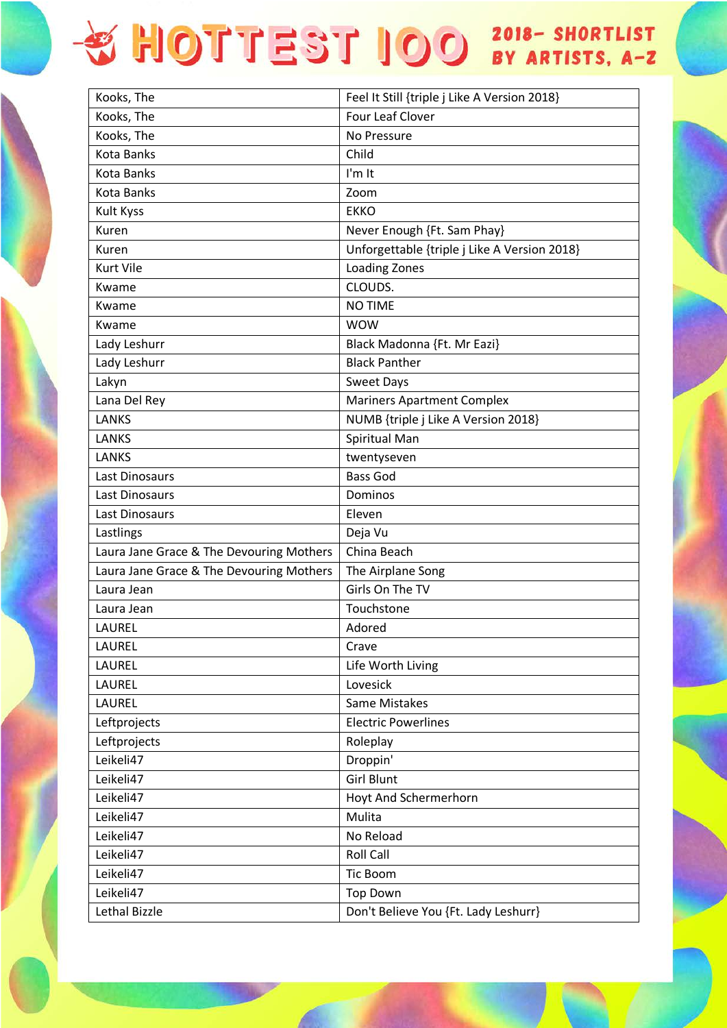# HOTTEST 100 2018 - SHORTLIST BY ARTISTS, A-Z

| Kooks, The | Feel It Still {triple j Like A Version 2018} |
|---|---|
| Kooks, The | Four Leaf Clover |
| Kooks, The | No Pressure |
| Kota Banks | Child |
| Kota Banks | I'm It |
| Kota Banks | Zoom |
| Kult Kyss | EKKO |
| Kuren | Never Enough {Ft. Sam Phay} |
| Kuren | Unforgettable {triple j Like A Version 2018} |
| Kurt Vile | Loading Zones |
| Kwame | CLOUDS. |
| Kwame | NO TIME |
| Kwame | WOW |
| Lady Leshurr | Black Madonna {Ft. Mr Eazi} |
| Lady Leshurr | Black Panther |
| Lakyn | Sweet Days |
| Lana Del Rey | Mariners Apartment Complex |
| LANKS | NUMB {triple j Like A Version 2018} |
| LANKS | Spiritual Man |
| LANKS | twentyseven |
| Last Dinosaurs | Bass God |
| Last Dinosaurs | Dominos |
| Last Dinosaurs | Eleven |
| Lastlings | Deja Vu |
| Laura Jane Grace & The Devouring Mothers | China Beach |
| Laura Jane Grace & The Devouring Mothers | The Airplane Song |
| Laura Jean | Girls On The TV |
| Laura Jean | Touchstone |
| LAUREL | Adored |
| LAUREL | Crave |
| LAUREL | Life Worth Living |
| LAUREL | Lovesick |
| LAUREL | Same Mistakes |
| Leftprojects | Electric Powerlines |
| Leftprojects | Roleplay |
| Leikeli47 | Droppin' |
| Leikeli47 | Girl Blunt |
| Leikeli47 | Hoyt And Schermerhorn |
| Leikeli47 | Mulita |
| Leikeli47 | No Reload |
| Leikeli47 | Roll Call |
| Leikeli47 | Tic Boom |
| Leikeli47 | Top Down |
| Lethal Bizzle | Don't Believe You {Ft. Lady Leshurr} |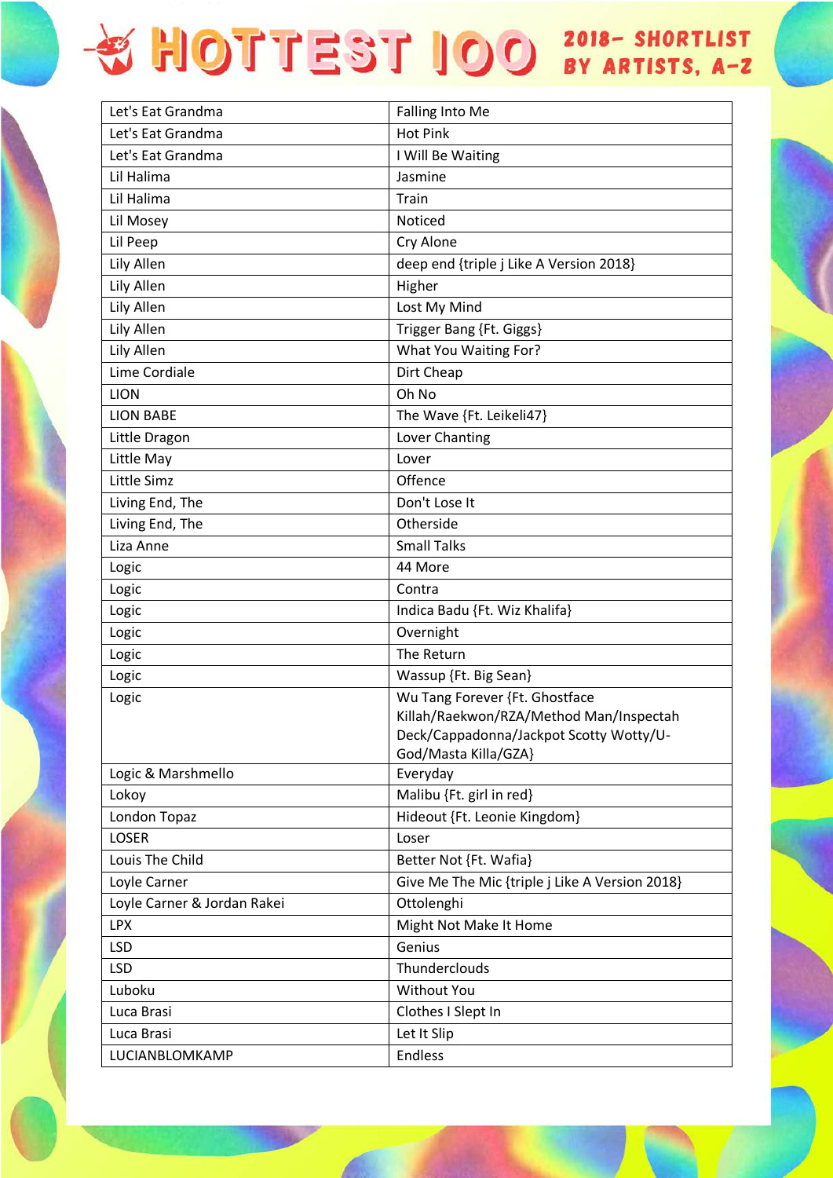# HOTTEST 100 2018- SHORTLIST BY ARTISTS, A-Z

| Let's Eat Grandma | Falling Into Me |
|---|---|
| Let's Eat Grandma | Hot Pink |
| Let's Eat Grandma | I Will Be Waiting |
| Lil Halima | Jasmine |
| Lil Halima | Train |
| Lil Mosey | Noticed |
| Lil Peep | Cry Alone |
| Lily Allen | deep end {triple j Like A Version 2018} |
| Lily Allen | Higher |
| Lily Allen | Lost My Mind |
| Lily Allen | Trigger Bang {Ft. Giggs} |
| Lily Allen | What You Waiting For? |
| Lime Cordiale | Dirt Cheap |
| LION | Oh No |
| LION BABE | The Wave {Ft. Leikeli47} |
| Little Dragon | Lover Chanting |
| Little May | Lover |
| Little Simz | Offence |
| Living End, The | Don't Lose It |
| Living End, The | Otherside |
| Liza Anne | Small Talks |
| Logic | 44 More |
| Logic | Contra |
| Logic | Indica Badu {Ft. Wiz Khalifa} |
| Logic | Overnight |
| Logic | The Return |
| Logic | Wassup {Ft. Big Sean} |
| Logic | Wu Tang Forever {Ft. Ghostface Killah/Raekwon/RZA/Method Man/Inspectah Deck/Cappadonna/Jackpot Scotty Wotty/U-God/Masta Killa/GZA} |
| Logic & Marshmello | Everyday |
| Lokoy | Malibu {Ft. girl in red} |
| London Topaz | Hideout {Ft. Leonie Kingdom} |
| LOSER | Loser |
| Louis The Child | Better Not {Ft. Wafia} |
| Loyle Carner | Give Me The Mic {triple j Like A Version 2018} |
| Loyle Carner & Jordan Rakei | Ottolenghi |
| LPX | Might Not Make It Home |
| LSD | Genius |
| LSD | Thunderclouds |
| Luboku | Without You |
| Luca Brasi | Clothes I Slept In |
| Luca Brasi | Let It Slip |
| LUCIANBLOMKAMP | Endless |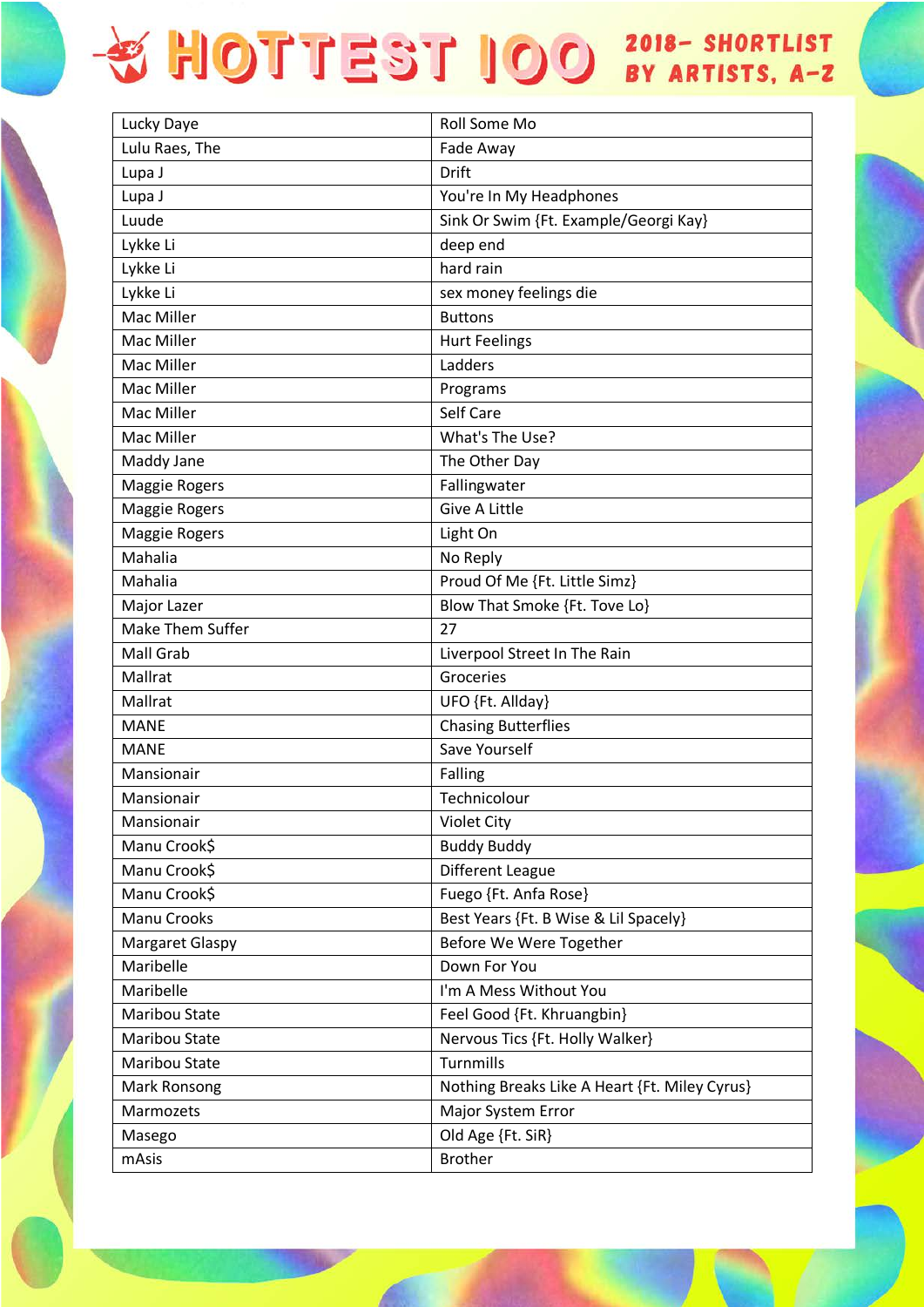# HOTTEST 100 2018- SHORTLIST BY ARTISTS, A-Z

| | |
|---|---|
| Lucky Daye | Roll Some Mo |
| Lulu Raes, The | Fade Away |
| Lupa J | Drift |
| Lupa J | You're In My Headphones |
| Luude | Sink Or Swim {Ft. Example/Georgi Kay} |
| Lykke Li | deep end |
| Lykke Li | hard rain |
| Lykke Li | sex money feelings die |
| Mac Miller | Buttons |
| Mac Miller | Hurt Feelings |
| Mac Miller | Ladders |
| Mac Miller | Programs |
| Mac Miller | Self Care |
| Mac Miller | What's The Use? |
| Maddy Jane | The Other Day |
| Maggie Rogers | Fallingwater |
| Maggie Rogers | Give A Little |
| Maggie Rogers | Light On |
| Mahalia | No Reply |
| Mahalia | Proud Of Me {Ft. Little Simz} |
| Major Lazer | Blow That Smoke {Ft. Tove Lo} |
| Make Them Suffer | 27 |
| Mall Grab | Liverpool Street In The Rain |
| Mallrat | Groceries |
| Mallrat | UFO {Ft. Allday} |
| MANE | Chasing Butterflies |
| MANE | Save Yourself |
| Mansionair | Falling |
| Mansionair | Technicolour |
| Mansionair | Violet City |
| Manu Crook$ | Buddy Buddy |
| Manu Crook$ | Different League |
| Manu Crook$ | Fuego {Ft. Anfa Rose} |
| Manu Crooks | Best Years {Ft. B Wise & Lil Spacely} |
| Margaret Glaspy | Before We Were Together |
| Maribelle | Down For You |
| Maribelle | I'm A Mess Without You |
| Maribou State | Feel Good {Ft. Khruangbin} |
| Maribou State | Nervous Tics {Ft. Holly Walker} |
| Maribou State | Turnmills |
| Mark Ronsong | Nothing Breaks Like A Heart {Ft. Miley Cyrus} |
| Marmozets | Major System Error |
| Masego | Old Age {Ft. SiR} |
| mAsis | Brother |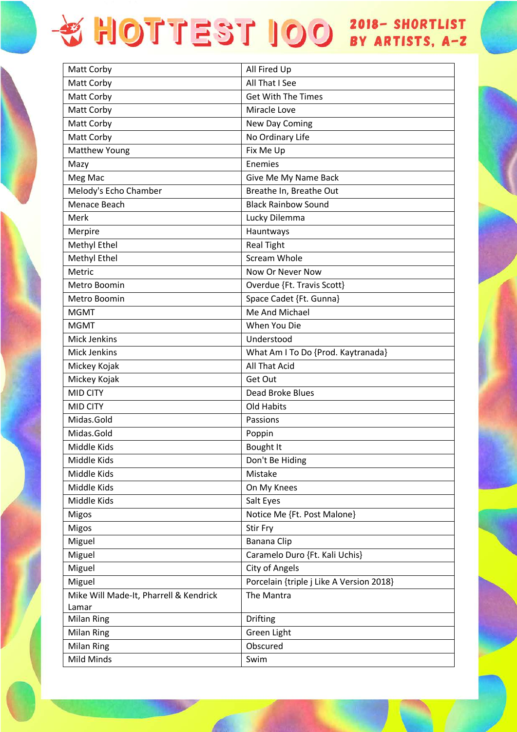| Matt Corby | All Fired Up |
| --- | --- |
| Matt Corby | All That I See |
| Matt Corby | Get With The Times |
| Matt Corby | Miracle Love |
| Matt Corby | New Day Coming |
| Matt Corby | No Ordinary Life |
| Matthew Young | Fix Me Up |
| Mazy | Enemies |
| Meg Mac | Give Me My Name Back |
| Melody's Echo Chamber | Breathe In, Breathe Out |
| Menace Beach | Black Rainbow Sound |
| Merk | Lucky Dilemma |
| Merpire | Hauntways |
| Methyl Ethel | Real Tight |
| Methyl Ethel | Scream Whole |
| Metric | Now Or Never Now |
| Metro Boomin | Overdue {Ft. Travis Scott} |
| Metro Boomin | Space Cadet {Ft. Gunna} |
| MGMT | Me And Michael |
| MGMT | When You Die |
| Mick Jenkins | Understood |
| Mick Jenkins | What Am I To Do {Prod. Kaytranada} |
| Mickey Kojak | All That Acid |
| Mickey Kojak | Get Out |
| MID CITY | Dead Broke Blues |
| MID CITY | Old Habits |
| Midas.Gold | Passions |
| Midas.Gold | Poppin |
| Middle Kids | Bought It |
| Middle Kids | Don't Be Hiding |
| Middle Kids | Mistake |
| Middle Kids | On My Knees |
| Middle Kids | Salt Eyes |
| Migos | Notice Me {Ft. Post Malone} |
| Migos | Stir Fry |
| Miguel | Banana Clip |
| Miguel | Caramelo Duro {Ft. Kali Uchis} |
| Miguel | City of Angels |
| Miguel | Porcelain {triple j Like A Version 2018} |
| Mike Will Made-It, Pharrell & Kendrick Lamar | The Mantra |
| Milan Ring | Drifting |
| Milan Ring | Green Light |
| Milan Ring | Obscured |
| Mild Minds | Swim |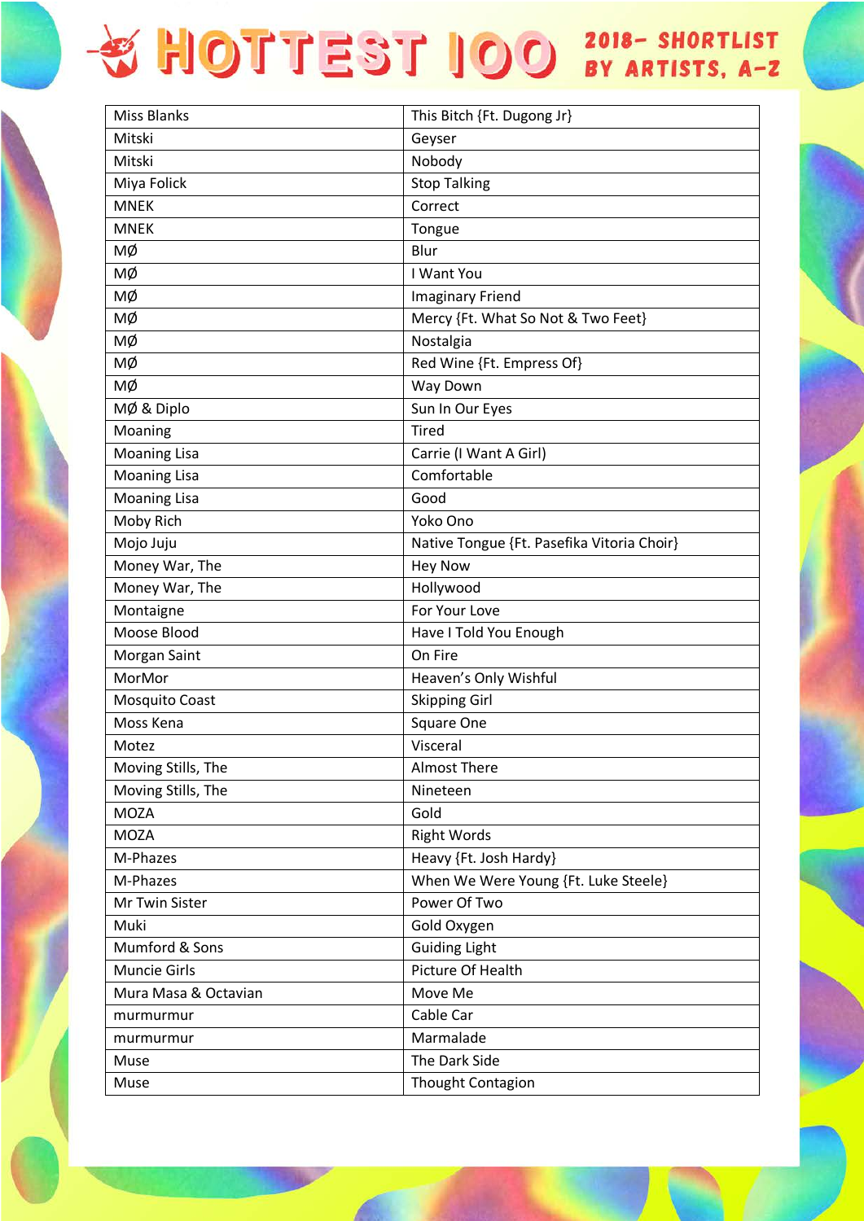# HOTTEST 100 2018- SHORTLIST BY ARTISTS, A-Z

| | |
|---|---|
| Miss Blanks | This Bitch {Ft. Dugong Jr} |
| Mitski | Geyser |
| Mitski | Nobody |
| Miya Folick | Stop Talking |
| MNEK | Correct |
| MNEK | Tongue |
| MØ | Blur |
| MØ | I Want You |
| MØ | Imaginary Friend |
| MØ | Mercy {Ft. What So Not & Two Feet} |
| MØ | Nostalgia |
| MØ | Red Wine {Ft. Empress Of} |
| MØ | Way Down |
| MØ & Diplo | Sun In Our Eyes |
| Moaning | Tired |
| Moaning Lisa | Carrie (I Want A Girl) |
| Moaning Lisa | Comfortable |
| Moaning Lisa | Good |
| Moby Rich | Yoko Ono |
| Mojo Juju | Native Tongue {Ft. Pasefika Vitoria Choir} |
| Money War, The | Hey Now |
| Money War, The | Hollywood |
| Montaigne | For Your Love |
| Moose Blood | Have I Told You Enough |
| Morgan Saint | On Fire |
| MorMor | Heaven's Only Wishful |
| Mosquito Coast | Skipping Girl |
| Moss Kena | Square One |
| Motez | Visceral |
| Moving Stills, The | Almost There |
| Moving Stills, The | Nineteen |
| MOZA | Gold |
| MOZA | Right Words |
| M-Phazes | Heavy {Ft. Josh Hardy} |
| M-Phazes | When We Were Young {Ft. Luke Steele} |
| Mr Twin Sister | Power Of Two |
| Muki | Gold Oxygen |
| Mumford & Sons | Guiding Light |
| Muncie Girls | Picture Of Health |
| Mura Masa & Octavian | Move Me |
| murmurmur | Cable Car |
| murmurmur | Marmalade |
| Muse | The Dark Side |
| Muse | Thought Contagion |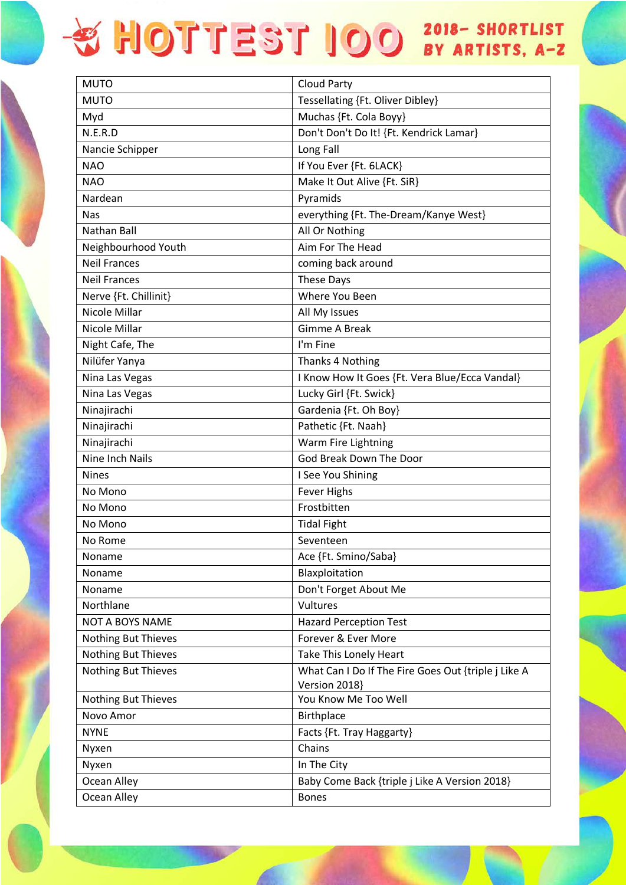| MUTO | Cloud Party |
|---|---|
| MUTO | Tessellating {Ft. Oliver Dibley} |
| Myd | Muchas {Ft. Cola Boyy} |
| N.E.R.D | Don't Don't Do It! {Ft. Kendrick Lamar} |
| Nancie Schipper | Long Fall |
| NAO | If You Ever {Ft. 6LACK} |
| NAO | Make It Out Alive {Ft. SiR} |
| Nardean | Pyramids |
| Nas | everything {Ft. The-Dream/Kanye West} |
| Nathan Ball | All Or Nothing |
| Neighbourhood Youth | Aim For The Head |
| Neil Frances | coming back around |
| Neil Frances | These Days |
| Nerve {Ft. Chillinit} | Where You Been |
| Nicole Millar | All My Issues |
| Nicole Millar | Gimme A Break |
| Night Cafe, The | I'm Fine |
| Nilüfer Yanya | Thanks 4 Nothing |
| Nina Las Vegas | I Know How It Goes {Ft. Vera Blue/Ecca Vandal} |
| Nina Las Vegas | Lucky Girl {Ft. Swick} |
| Ninajirachi | Gardenia {Ft. Oh Boy} |
| Ninajirachi | Pathetic {Ft. Naah} |
| Ninajirachi | Warm Fire Lightning |
| Nine Inch Nails | God Break Down The Door |
| Nines | I See You Shining |
| No Mono | Fever Highs |
| No Mono | Frostbitten |
| No Mono | Tidal Fight |
| No Rome | Seventeen |
| Noname | Ace {Ft. Smino/Saba} |
| Noname | Blaxploitation |
| Noname | Don't Forget About Me |
| Northlane | Vultures |
| NOT A BOYS NAME | Hazard Perception Test |
| Nothing But Thieves | Forever & Ever More |
| Nothing But Thieves | Take This Lonely Heart |
| Nothing But Thieves | What Can I Do If The Fire Goes Out {triple j Like A Version 2018} |
| Nothing But Thieves | You Know Me Too Well |
| Novo Amor | Birthplace |
| NYNE | Facts {Ft. Tray Haggarty} |
| Nyxen | Chains |
| Nyxen | In The City |
| Ocean Alley | Baby Come Back {triple j Like A Version 2018} |
| Ocean Alley | Bones |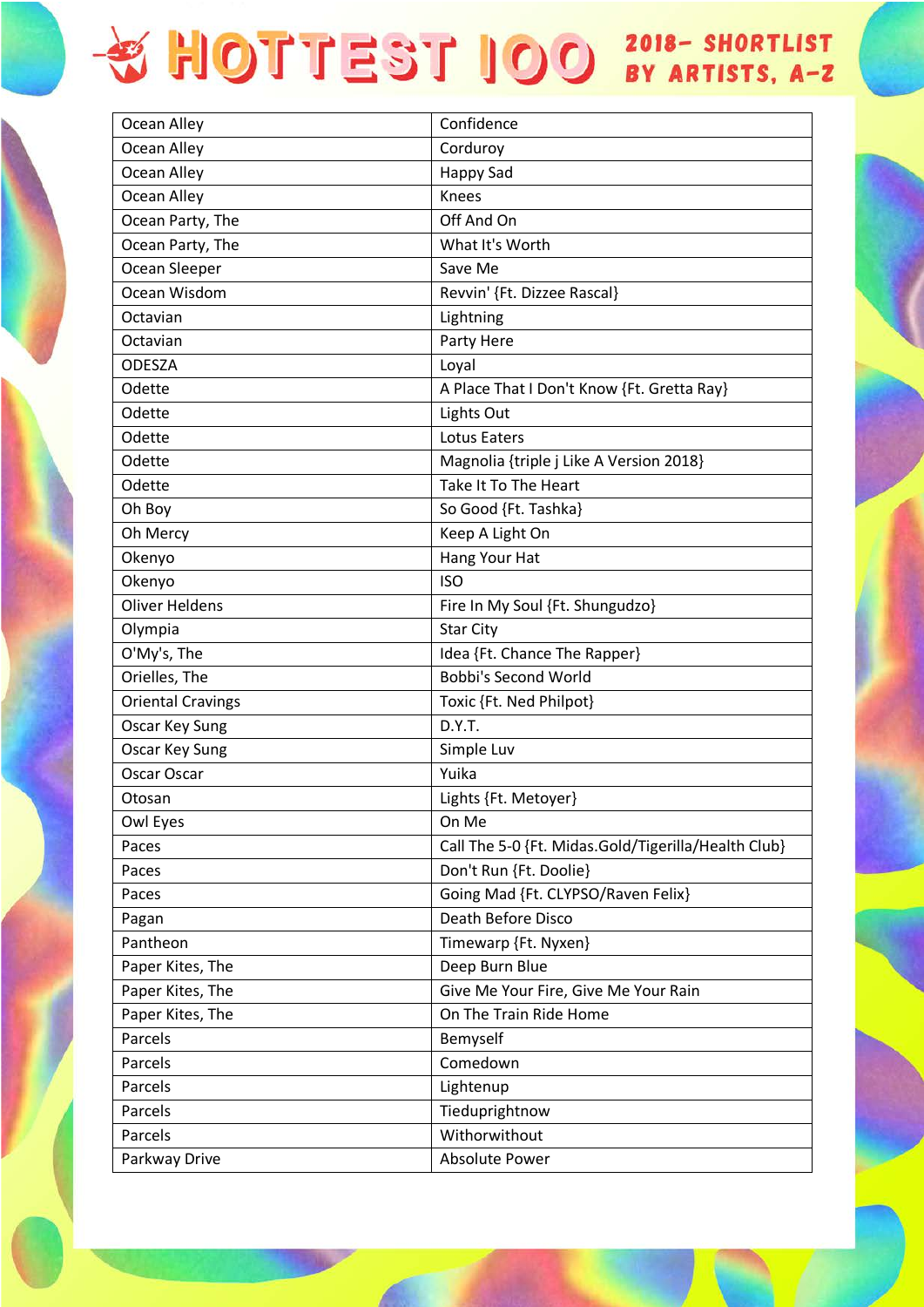# HOTTEST 100 2018- SHORTLIST BY ARTISTS, A-Z

| | |
|---|---|
| Ocean Alley | Confidence |
| Ocean Alley | Corduroy |
| Ocean Alley | Happy Sad |
| Ocean Alley | Knees |
| Ocean Party, The | Off And On |
| Ocean Party, The | What It's Worth |
| Ocean Sleeper | Save Me |
| Ocean Wisdom | Revvin' {Ft. Dizzee Rascal} |
| Octavian | Lightning |
| Octavian | Party Here |
| ODESZA | Loyal |
| Odette | A Place That I Don't Know {Ft. Gretta Ray} |
| Odette | Lights Out |
| Odette | Lotus Eaters |
| Odette | Magnolia {triple j Like A Version 2018} |
| Odette | Take It To The Heart |
| Oh Boy | So Good {Ft. Tashka} |
| Oh Mercy | Keep A Light On |
| Okenyo | Hang Your Hat |
| Okenyo | ISO |
| Oliver Heldens | Fire In My Soul {Ft. Shungudzo} |
| Olympia | Star City |
| O'My's, The | Idea {Ft. Chance The Rapper} |
| Orielles, The | Bobbi's Second World |
| Oriental Cravings | Toxic {Ft. Ned Philpot} |
| Oscar Key Sung | D.Y.T. |
| Oscar Key Sung | Simple Luv |
| Oscar Oscar | Yuika |
| Otosan | Lights {Ft. Metoyer} |
| Owl Eyes | On Me |
| Paces | Call The 5-0 {Ft. Midas.Gold/Tigerilla/Health Club} |
| Paces | Don't Run {Ft. Doolie} |
| Paces | Going Mad {Ft. CLYPSO/Raven Felix} |
| Pagan | Death Before Disco |
| Pantheon | Timewarp {Ft. Nyxen} |
| Paper Kites, The | Deep Burn Blue |
| Paper Kites, The | Give Me Your Fire, Give Me Your Rain |
| Paper Kites, The | On The Train Ride Home |
| Parcels | Bemyself |
| Parcels | Comedown |
| Parcels | Lightenup |
| Parcels | Tieduprightnow |
| Parcels | Withorwithout |
| Parkway Drive | Absolute Power |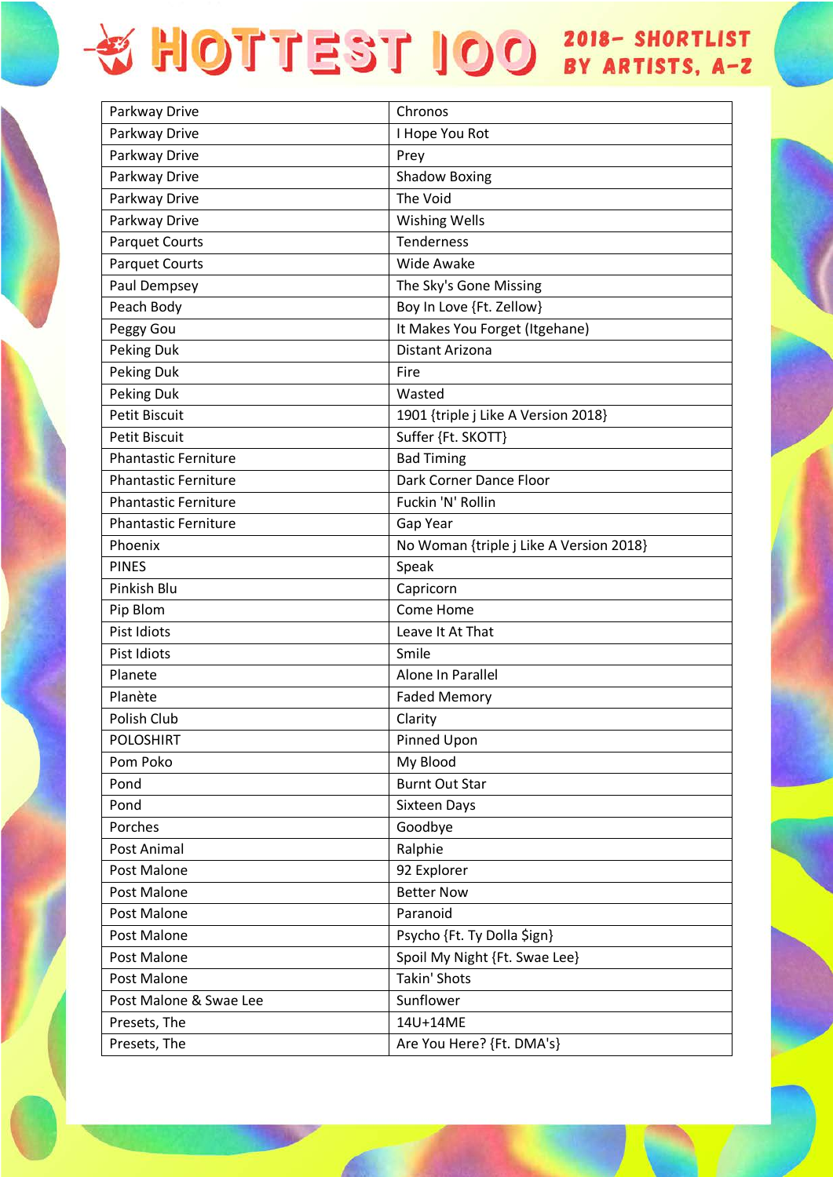# HOTTEST 100 2018- SHORTLIST BY ARTISTS, A-Z

| Parkway Drive | Chronos |
|---|---|
| Parkway Drive | I Hope You Rot |
| Parkway Drive | Prey |
| Parkway Drive | Shadow Boxing |
| Parkway Drive | The Void |
| Parkway Drive | Wishing Wells |
| Parquet Courts | Tenderness |
| Parquet Courts | Wide Awake |
| Paul Dempsey | The Sky's Gone Missing |
| Peach Body | Boy In Love {Ft. Zellow} |
| Peggy Gou | It Makes You Forget (Itgehane) |
| Peking Duk | Distant Arizona |
| Peking Duk | Fire |
| Peking Duk | Wasted |
| Petit Biscuit | 1901 {triple j Like A Version 2018} |
| Petit Biscuit | Suffer {Ft. SKOTT} |
| Phantastic Ferniture | Bad Timing |
| Phantastic Ferniture | Dark Corner Dance Floor |
| Phantastic Ferniture | Fuckin 'N' Rollin |
| Phantastic Ferniture | Gap Year |
| Phoenix | No Woman {triple j Like A Version 2018} |
| PINES | Speak |
| Pinkish Blu | Capricorn |
| Pip Blom | Come Home |
| Pist Idiots | Leave It At That |
| Pist Idiots | Smile |
| Planete | Alone In Parallel |
| Planète | Faded Memory |
| Polish Club | Clarity |
| POLOSHIRT | Pinned Upon |
| Pom Poko | My Blood |
| Pond | Burnt Out Star |
| Pond | Sixteen Days |
| Porches | Goodbye |
| Post Animal | Ralphie |
| Post Malone | 92 Explorer |
| Post Malone | Better Now |
| Post Malone | Paranoid |
| Post Malone | Psycho {Ft. Ty Dolla $ign} |
| Post Malone | Spoil My Night {Ft. Swae Lee} |
| Post Malone | Takin' Shots |
| Post Malone & Swae Lee | Sunflower |
| Presets, The | 14U+14ME |
| Presets, The | Are You Here? {Ft. DMA's} |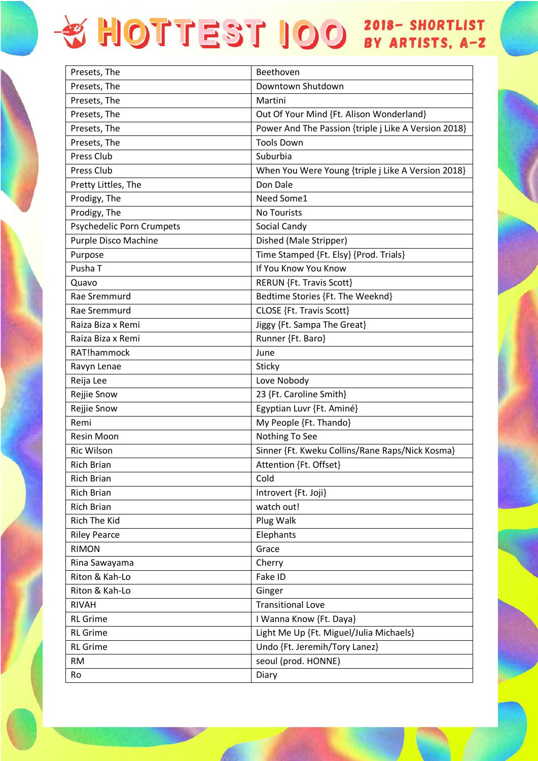# HOTTEST 100 2018- SHORTLIST BY ARTISTS, A-Z

| Presets, The | Beethoven |
|---|---|
| Presets, The | Downtown Shutdown |
| Presets, The | Martini |
| Presets, The | Out Of Your Mind {Ft. Alison Wonderland} |
| Presets, The | Power And The Passion {triple j Like A Version 2018} |
| Presets, The | Tools Down |
| Press Club | Suburbia |
| Press Club | When You Were Young {triple j Like A Version 2018} |
| Pretty Littles, The | Don Dale |
| Prodigy, The | Need Some1 |
| Prodigy, The | No Tourists |
| Psychedelic Porn Crumpets | Social Candy |
| Purple Disco Machine | Dished (Male Stripper) |
| Purpose | Time Stamped {Ft. Elsy} {Prod. Trials} |
| Pusha T | If You Know You Know |
| Quavo | RERUN {Ft. Travis Scott} |
| Rae Sremmurd | Bedtime Stories {Ft. The Weeknd} |
| Rae Sremmurd | CLOSE {Ft. Travis Scott} |
| Raiza Biza x Remi | Jiggy {Ft. Sampa The Great} |
| Raiza Biza x Remi | Runner {Ft. Baro} |
| RAT!hammock | June |
| Ravyn Lenae | Sticky |
| Reija Lee | Love Nobody |
| Rejjie Snow | 23 {Ft. Caroline Smith} |
| Rejjie Snow | Egyptian Luvr {Ft. Aminé} |
| Remi | My People {Ft. Thando} |
| Resin Moon | Nothing To See |
| Ric Wilson | Sinner {Ft. Kweku Collins/Rane Raps/Nick Kosma} |
| Rich Brian | Attention {Ft. Offset} |
| Rich Brian | Cold |
| Rich Brian | Introvert {Ft. Joji} |
| Rich Brian | watch out! |
| Rich The Kid | Plug Walk |
| Riley Pearce | Elephants |
| RIMON | Grace |
| Rina Sawayama | Cherry |
| Riton & Kah-Lo | Fake ID |
| Riton & Kah-Lo | Ginger |
| RIVAH | Transitional Love |
| RL Grime | I Wanna Know {Ft. Daya} |
| RL Grime | Light Me Up {Ft. Miguel/Julia Michaels} |
| RL Grime | Undo {Ft. Jeremih/Tory Lanez} |
| RM | seoul (prod. HONNE) |
| Ro | Diary |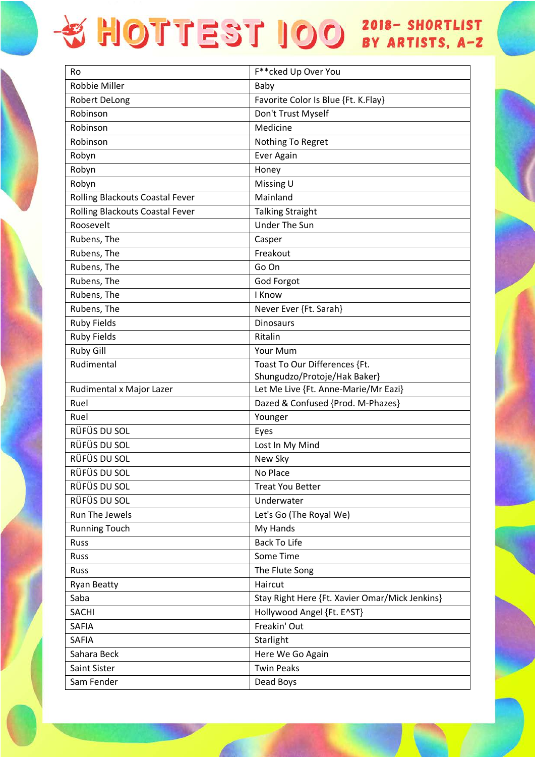# HOTTEST 100 2018- SHORTLIST BY ARTISTS, A-Z

| | |
|---|---|
| Ro | F**cked Up Over You |
| Robbie Miller | Baby |
| Robert DeLong | Favorite Color Is Blue {Ft. K.Flay} |
| Robinson | Don't Trust Myself |
| Robinson | Medicine |
| Robinson | Nothing To Regret |
| Robyn | Ever Again |
| Robyn | Honey |
| Robyn | Missing U |
| Rolling Blackouts Coastal Fever | Mainland |
| Rolling Blackouts Coastal Fever | Talking Straight |
| Roosevelt | Under The Sun |
| Rubens, The | Casper |
| Rubens, The | Freakout |
| Rubens, The | Go On |
| Rubens, The | God Forgot |
| Rubens, The | I Know |
| Rubens, The | Never Ever {Ft. Sarah} |
| Ruby Fields | Dinosaurs |
| Ruby Fields | Ritalin |
| Ruby Gill | Your Mum |
| Rudimental | Toast To Our Differences {Ft. Shungudzo/Protoje/Hak Baker} |
| Rudimental x Major Lazer | Let Me Live {Ft. Anne-Marie/Mr Eazi} |
| Ruel | Dazed & Confused {Prod. M-Phazes} |
| Ruel | Younger |
| RÜFÜS DU SOL | Eyes |
| RÜFÜS DU SOL | Lost In My Mind |
| RÜFÜS DU SOL | New Sky |
| RÜFÜS DU SOL | No Place |
| RÜFÜS DU SOL | Treat You Better |
| RÜFÜS DU SOL | Underwater |
| Run The Jewels | Let's Go (The Royal We) |
| Running Touch | My Hands |
| Russ | Back To Life |
| Russ | Some Time |
| Russ | The Flute Song |
| Ryan Beatty | Haircut |
| Saba | Stay Right Here {Ft. Xavier Omar/Mick Jenkins} |
| SACHI | Hollywood Angel {Ft. E^ST} |
| SAFIA | Freakin' Out |
| SAFIA | Starlight |
| Sahara Beck | Here We Go Again |
| Saint Sister | Twin Peaks |
| Sam Fender | Dead Boys |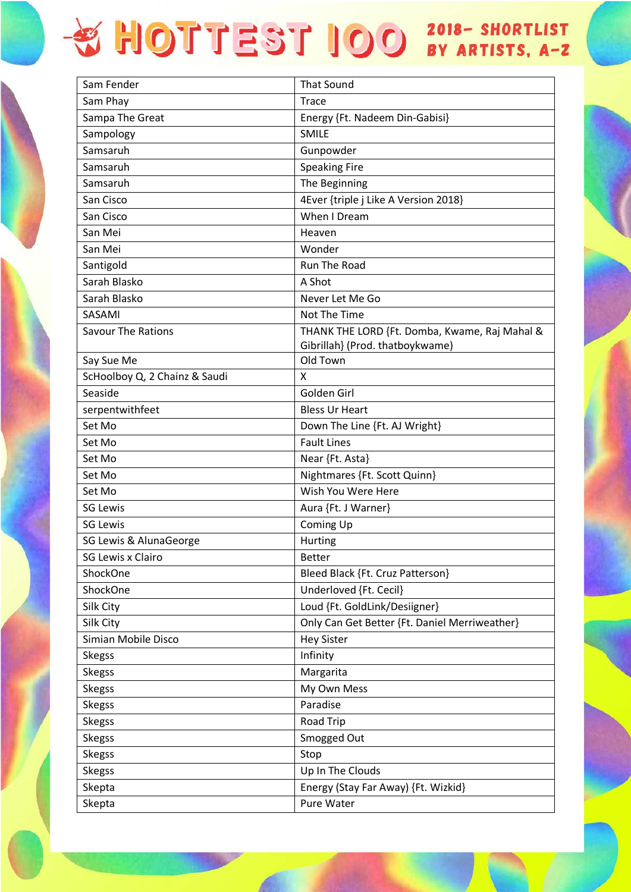# HOTTEST 100 2018- SHORTLIST BY ARTISTS, A-Z

| | |
|---|---|
| Sam Fender | That Sound |
| Sam Phay | Trace |
| Sampa The Great | Energy {Ft. Nadeem Din-Gabisi} |
| Sampology | SMILE |
| Samsaruh | Gunpowder |
| Samsaruh | Speaking Fire |
| Samsaruh | The Beginning |
| San Cisco | 4Ever {triple j Like A Version 2018} |
| San Cisco | When I Dream |
| San Mei | Heaven |
| San Mei | Wonder |
| Santigold | Run The Road |
| Sarah Blasko | A Shot |
| Sarah Blasko | Never Let Me Go |
| SASAMI | Not The Time |
| Savour The Rations | THANK THE LORD {Ft. Domba, Kwame, Raj Mahal & Gibrillah} (Prod. thatboykwame) |
| Say Sue Me | Old Town |
| ScHoolboy Q, 2 Chainz & Saudi | X |
| Seaside | Golden Girl |
| serpentwithfeet | Bless Ur Heart |
| Set Mo | Down The Line {Ft. AJ Wright} |
| Set Mo | Fault Lines |
| Set Mo | Near {Ft. Asta} |
| Set Mo | Nightmares {Ft. Scott Quinn} |
| Set Mo | Wish You Were Here |
| SG Lewis | Aura {Ft. J Warner} |
| SG Lewis | Coming Up |
| SG Lewis & AlunaGeorge | Hurting |
| SG Lewis x Clairo | Better |
| ShockOne | Bleed Black {Ft. Cruz Patterson} |
| ShockOne | Underloved {Ft. Cecil} |
| Silk City | Loud {Ft. GoldLink/Desiigner} |
| Silk City | Only Can Get Better {Ft. Daniel Merriweather} |
| Simian Mobile Disco | Hey Sister |
| Skegss | Infinity |
| Skegss | Margarita |
| Skegss | My Own Mess |
| Skegss | Paradise |
| Skegss | Road Trip |
| Skegss | Smogged Out |
| Skegss | Stop |
| Skegss | Up In The Clouds |
| Skepta | Energy (Stay Far Away) {Ft. Wizkid} |
| Skepta | Pure Water |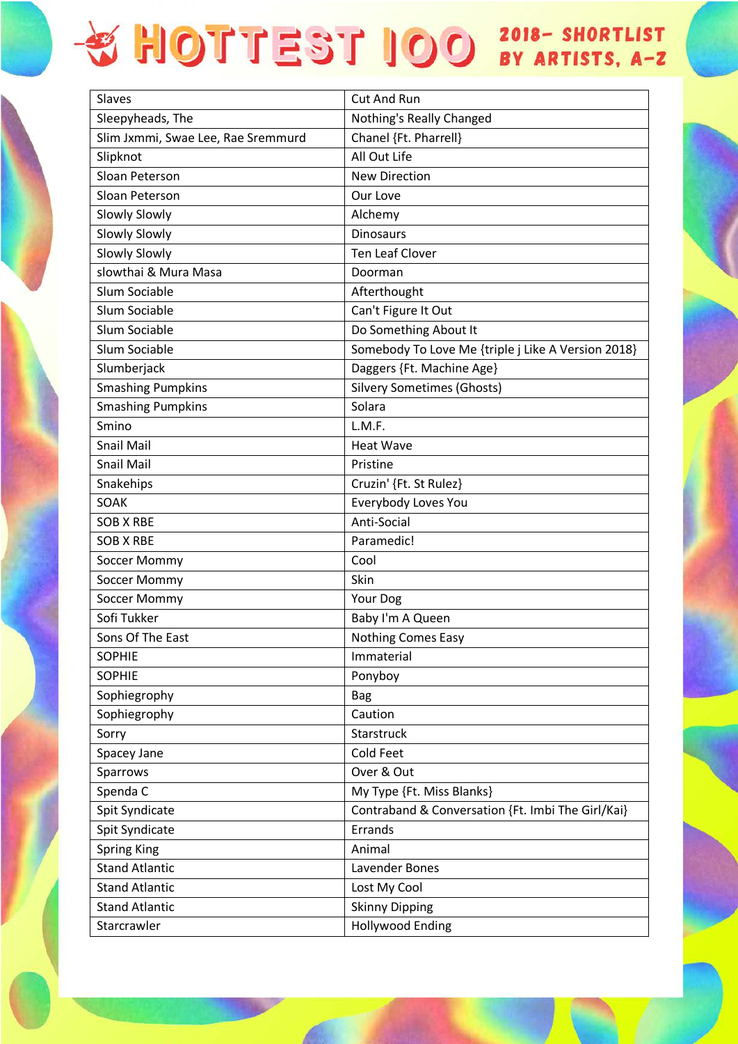# HOTTEST 100 2018- SHORTLIST BY ARTISTS, A-Z

| Slaves | Cut And Run |
|---|---|
| Sleepyheads, The | Nothing's Really Changed |
| Slim Jxmmi, Swae Lee, Rae Sremmurd | Chanel {Ft. Pharrell} |
| Slipknot | All Out Life |
| Sloan Peterson | New Direction |
| Sloan Peterson | Our Love |
| Slowly Slowly | Alchemy |
| Slowly Slowly | Dinosaurs |
| Slowly Slowly | Ten Leaf Clover |
| slowthai & Mura Masa | Doorman |
| Slum Sociable | Afterthought |
| Slum Sociable | Can't Figure It Out |
| Slum Sociable | Do Something About It |
| Slum Sociable | Somebody To Love Me {triple j Like A Version 2018} |
| Slumberjack | Daggers {Ft. Machine Age} |
| Smashing Pumpkins | Silvery Sometimes (Ghosts) |
| Smashing Pumpkins | Solara |
| Smino | L.M.F. |
| Snail Mail | Heat Wave |
| Snail Mail | Pristine |
| Snakehips | Cruzin' {Ft. St Rulez} |
| SOAK | Everybody Loves You |
| SOB X RBE | Anti-Social |
| SOB X RBE | Paramedic! |
| Soccer Mommy | Cool |
| Soccer Mommy | Skin |
| Soccer Mommy | Your Dog |
| Sofi Tukker | Baby I'm A Queen |
| Sons Of The East | Nothing Comes Easy |
| SOPHIE | Immaterial |
| SOPHIE | Ponyboy |
| Sophiegrophy | Bag |
| Sophiegrophy | Caution |
| Sorry | Starstruck |
| Spacey Jane | Cold Feet |
| Sparrows | Over & Out |
| Spenda C | My Type {Ft. Miss Blanks} |
| Spit Syndicate | Contraband & Conversation {Ft. Imbi The Girl/Kai} |
| Spit Syndicate | Errands |
| Spring King | Animal |
| Stand Atlantic | Lavender Bones |
| Stand Atlantic | Lost My Cool |
| Stand Atlantic | Skinny Dipping |
| Starcrawler | Hollywood Ending |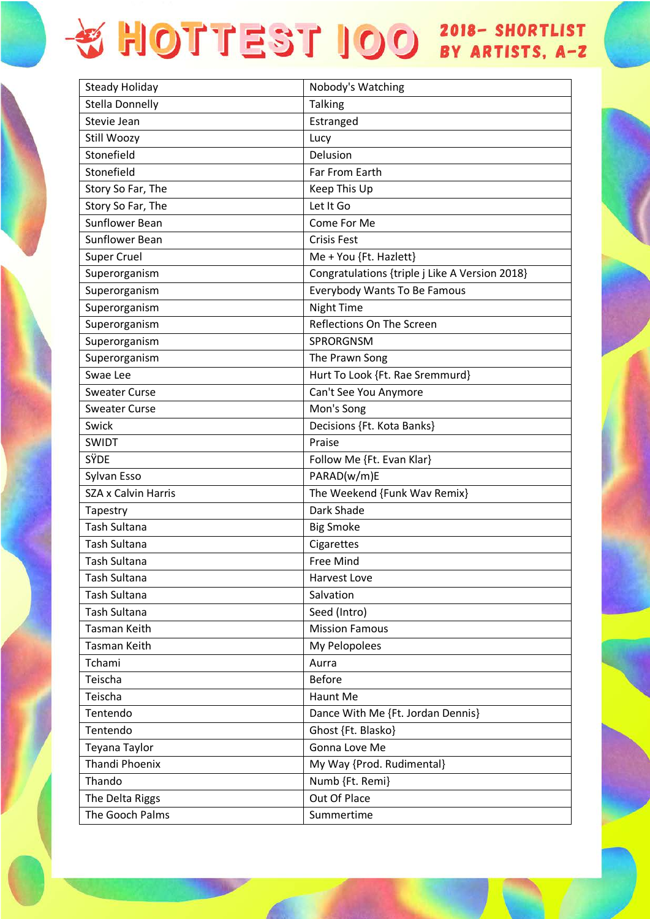| Steady Holiday | Nobody's Watching |
|---|---|
| Stella Donnelly | Talking |
| Stevie Jean | Estranged |
| Still Woozy | Lucy |
| Stonefield | Delusion |
| Stonefield | Far From Earth |
| Story So Far, The | Keep This Up |
| Story So Far, The | Let It Go |
| Sunflower Bean | Come For Me |
| Sunflower Bean | Crisis Fest |
| Super Cruel | Me + You {Ft. Hazlett} |
| Superorganism | Congratulations {triple j Like A Version 2018} |
| Superorganism | Everybody Wants To Be Famous |
| Superorganism | Night Time |
| Superorganism | Reflections On The Screen |
| Superorganism | SPRORGNSM |
| Superorganism | The Prawn Song |
| Swae Lee | Hurt To Look {Ft. Rae Sremmurd} |
| Sweater Curse | Can't See You Anymore |
| Sweater Curse | Mon's Song |
| Swick | Decisions {Ft. Kota Banks} |
| SWIDT | Praise |
| SŸDE | Follow Me {Ft. Evan Klar} |
| Sylvan Esso | PARAD(w/m)E |
| SZA x Calvin Harris | The Weekend {Funk Wav Remix} |
| Tapestry | Dark Shade |
| Tash Sultana | Big Smoke |
| Tash Sultana | Cigarettes |
| Tash Sultana | Free Mind |
| Tash Sultana | Harvest Love |
| Tash Sultana | Salvation |
| Tash Sultana | Seed (Intro) |
| Tasman Keith | Mission Famous |
| Tasman Keith | My Pelopolees |
| Tchami | Aurra |
| Teischa | Before |
| Teischa | Haunt Me |
| Tentendo | Dance With Me {Ft. Jordan Dennis} |
| Tentendo | Ghost {Ft. Blasko} |
| Teyana Taylor | Gonna Love Me |
| Thandi Phoenix | My Way {Prod. Rudimental} |
| Thando | Numb {Ft. Remi} |
| The Delta Riggs | Out Of Place |
| The Gooch Palms | Summertime |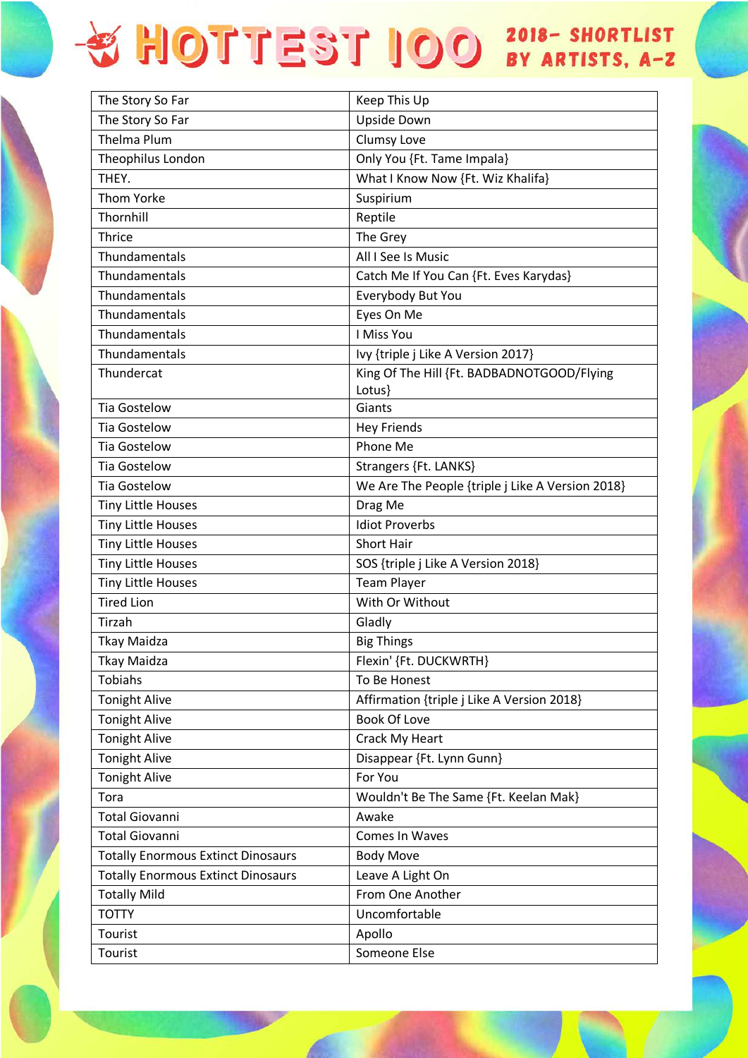# HOTTEST 100 2018- SHORTLIST BY ARTISTS, A-Z

| | |
|---|---|
| The Story So Far | Keep This Up |
| The Story So Far | Upside Down |
| Thelma Plum | Clumsy Love |
| Theophilus London | Only You {Ft. Tame Impala} |
| THEY. | What I Know Now {Ft. Wiz Khalifa} |
| Thom Yorke | Suspirium |
| Thornhill | Reptile |
| Thrice | The Grey |
| Thundamentals | All I See Is Music |
| Thundamentals | Catch Me If You Can {Ft. Eves Karydas} |
| Thundamentals | Everybody But You |
| Thundamentals | Eyes On Me |
| Thundamentals | I Miss You |
| Thundamentals | Ivy {triple j Like A Version 2017} |
| Thundercat | King Of The Hill {Ft. BADBADNOTGOOD/Flying Lotus} |
| Tia Gostelow | Giants |
| Tia Gostelow | Hey Friends |
| Tia Gostelow | Phone Me |
| Tia Gostelow | Strangers {Ft. LANKS} |
| Tia Gostelow | We Are The People {triple j Like A Version 2018} |
| Tiny Little Houses | Drag Me |
| Tiny Little Houses | Idiot Proverbs |
| Tiny Little Houses | Short Hair |
| Tiny Little Houses | SOS {triple j Like A Version 2018} |
| Tiny Little Houses | Team Player |
| Tired Lion | With Or Without |
| Tirzah | Gladly |
| Tkay Maidza | Big Things |
| Tkay Maidza | Flexin' {Ft. DUCKWRTH} |
| Tobiahs | To Be Honest |
| Tonight Alive | Affirmation {triple j Like A Version 2018} |
| Tonight Alive | Book Of Love |
| Tonight Alive | Crack My Heart |
| Tonight Alive | Disappear {Ft. Lynn Gunn} |
| Tonight Alive | For You |
| Tora | Wouldn't Be The Same {Ft. Keelan Mak} |
| Total Giovanni | Awake |
| Total Giovanni | Comes In Waves |
| Totally Enormous Extinct Dinosaurs | Body Move |
| Totally Enormous Extinct Dinosaurs | Leave A Light On |
| Totally Mild | From One Another |
| TOTTY | Uncomfortable |
| Tourist | Apollo |
| Tourist | Someone Else |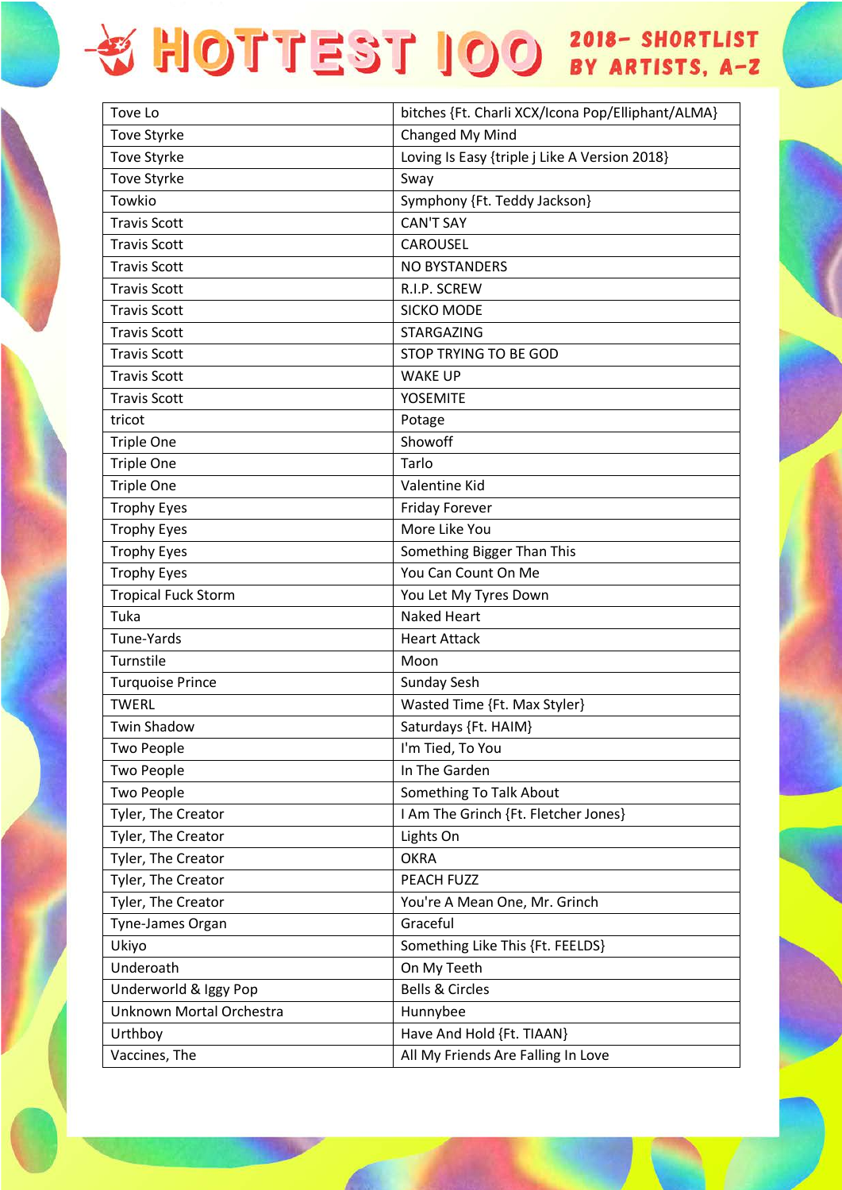# HOTTEST 100 2018- SHORTLIST BY ARTISTS, A-Z

| Tove Lo | bitches {Ft. Charli XCX/Icona Pop/Elliphant/ALMA} |
|---|---|
| Tove Styrke | Changed My Mind |
| Tove Styrke | Loving Is Easy {triple j Like A Version 2018} |
| Tove Styrke | Sway |
| Towkio | Symphony {Ft. Teddy Jackson} |
| Travis Scott | CAN'T SAY |
| Travis Scott | CAROUSEL |
| Travis Scott | NO BYSTANDERS |
| Travis Scott | R.I.P. SCREW |
| Travis Scott | SICKO MODE |
| Travis Scott | STARGAZING |
| Travis Scott | STOP TRYING TO BE GOD |
| Travis Scott | WAKE UP |
| Travis Scott | YOSEMITE |
| tricot | Potage |
| Triple One | Showoff |
| Triple One | Tarlo |
| Triple One | Valentine Kid |
| Trophy Eyes | Friday Forever |
| Trophy Eyes | More Like You |
| Trophy Eyes | Something Bigger Than This |
| Trophy Eyes | You Can Count On Me |
| Tropical Fuck Storm | You Let My Tyres Down |
| Tuka | Naked Heart |
| Tune-Yards | Heart Attack |
| Turnstile | Moon |
| Turquoise Prince | Sunday Sesh |
| TWERL | Wasted Time {Ft. Max Styler} |
| Twin Shadow | Saturdays {Ft. HAIM} |
| Two People | I'm Tied, To You |
| Two People | In The Garden |
| Two People | Something To Talk About |
| Tyler, The Creator | I Am The Grinch {Ft. Fletcher Jones} |
| Tyler, The Creator | Lights On |
| Tyler, The Creator | OKRA |
| Tyler, The Creator | PEACH FUZZ |
| Tyler, The Creator | You're A Mean One, Mr. Grinch |
| Tyne-James Organ | Graceful |
| Ukiyo | Something Like This {Ft. FEELDS} |
| Underoath | On My Teeth |
| Underworld & Iggy Pop | Bells & Circles |
| Unknown Mortal Orchestra | Hunnybee |
| Urthboy | Have And Hold {Ft. TIAAN} |
| Vaccines, The | All My Friends Are Falling In Love |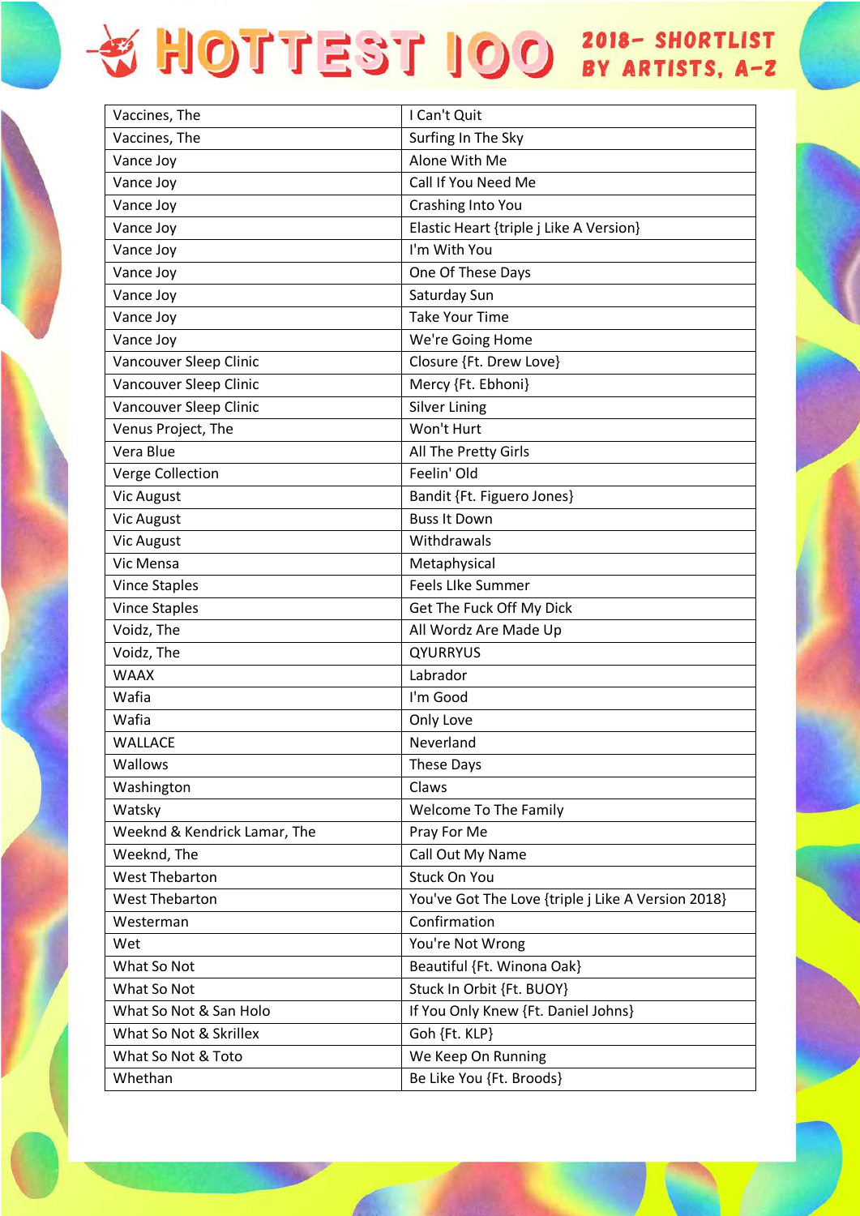# HOTTEST 100 2018- SHORTLIST BY ARTISTS, A-Z

| | |
|---|---|
| Vaccines, The | I Can't Quit |
| Vaccines, The | Surfing In The Sky |
| Vance Joy | Alone With Me |
| Vance Joy | Call If You Need Me |
| Vance Joy | Crashing Into You |
| Vance Joy | Elastic Heart {triple j Like A Version} |
| Vance Joy | I'm With You |
| Vance Joy | One Of These Days |
| Vance Joy | Saturday Sun |
| Vance Joy | Take Your Time |
| Vance Joy | We're Going Home |
| Vancouver Sleep Clinic | Closure {Ft. Drew Love} |
| Vancouver Sleep Clinic | Mercy {Ft. Ebhoni} |
| Vancouver Sleep Clinic | Silver Lining |
| Venus Project, The | Won't Hurt |
| Vera Blue | All The Pretty Girls |
| Verge Collection | Feelin' Old |
| Vic August | Bandit {Ft. Figuero Jones} |
| Vic August | Buss It Down |
| Vic August | Withdrawals |
| Vic Mensa | Metaphysical |
| Vince Staples | Feels LIke Summer |
| Vince Staples | Get The Fuck Off My Dick |
| Voidz, The | All Wordz Are Made Up |
| Voidz, The | QYURRYUS |
| WAAX | Labrador |
| Wafia | I'm Good |
| Wafia | Only Love |
| WALLACE | Neverland |
| Wallows | These Days |
| Washington | Claws |
| Watsky | Welcome To The Family |
| Weeknd & Kendrick Lamar, The | Pray For Me |
| Weeknd, The | Call Out My Name |
| West Thebarton | Stuck On You |
| West Thebarton | You've Got The Love {triple j Like A Version 2018} |
| Westerman | Confirmation |
| Wet | You're Not Wrong |
| What So Not | Beautiful {Ft. Winona Oak} |
| What So Not | Stuck In Orbit {Ft. BUOY} |
| What So Not & San Holo | If You Only Knew {Ft. Daniel Johns} |
| What So Not & Skrillex | Goh {Ft. KLP} |
| What So Not & Toto | We Keep On Running |
| Whethan | Be Like You {Ft. Broods} |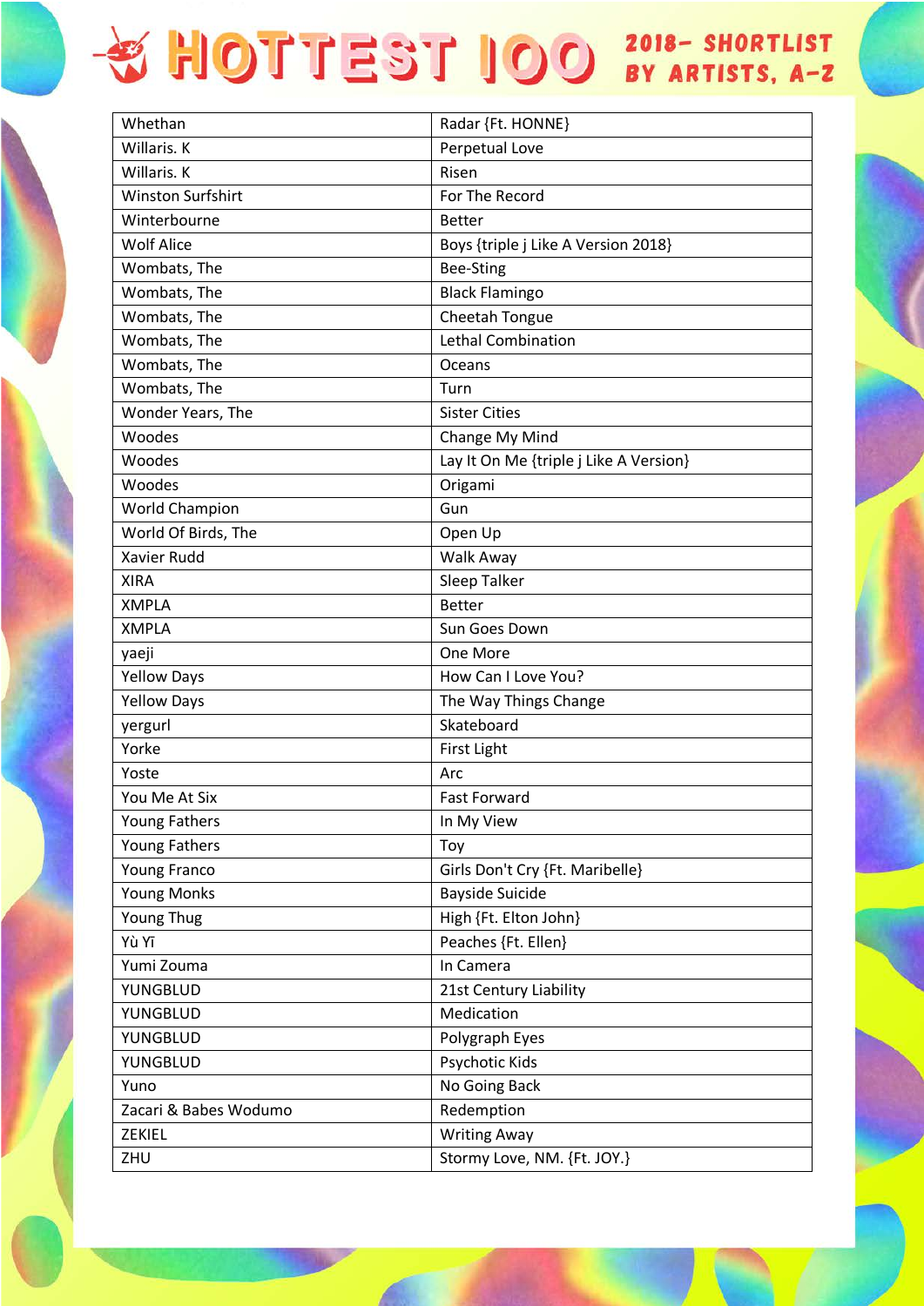# HOTTEST 100 2018- SHORTLIST BY ARTISTS, A-Z

| | |
|---|---|
| Whethan | Radar {Ft. HONNE} |
| Willaris. K | Perpetual Love |
| Willaris. K | Risen |
| Winston Surfshirt | For The Record |
| Winterbourne | Better |
| Wolf Alice | Boys {triple j Like A Version 2018} |
| Wombats, The | Bee-Sting |
| Wombats, The | Black Flamingo |
| Wombats, The | Cheetah Tongue |
| Wombats, The | Lethal Combination |
| Wombats, The | Oceans |
| Wombats, The | Turn |
| Wonder Years, The | Sister Cities |
| Woodes | Change My Mind |
| Woodes | Lay It On Me {triple j Like A Version} |
| Woodes | Origami |
| World Champion | Gun |
| World Of Birds, The | Open Up |
| Xavier Rudd | Walk Away |
| XIRA | Sleep Talker |
| XMPLA | Better |
| XMPLA | Sun Goes Down |
| yaeji | One More |
| Yellow Days | How Can I Love You? |
| Yellow Days | The Way Things Change |
| yergurl | Skateboard |
| Yorke | First Light |
| Yoste | Arc |
| You Me At Six | Fast Forward |
| Young Fathers | In My View |
| Young Fathers | Toy |
| Young Franco | Girls Don't Cry {Ft. Maribelle} |
| Young Monks | Bayside Suicide |
| Young Thug | High {Ft. Elton John} |
| Yù Yī | Peaches {Ft. Ellen} |
| Yumi Zouma | In Camera |
| YUNGBLUD | 21st Century Liability |
| YUNGBLUD | Medication |
| YUNGBLUD | Polygraph Eyes |
| YUNGBLUD | Psychotic Kids |
| Yuno | No Going Back |
| Zacari & Babes Wodumo | Redemption |
| ZEKIEL | Writing Away |
| ZHU | Stormy Love, NM. {Ft. JOY.} |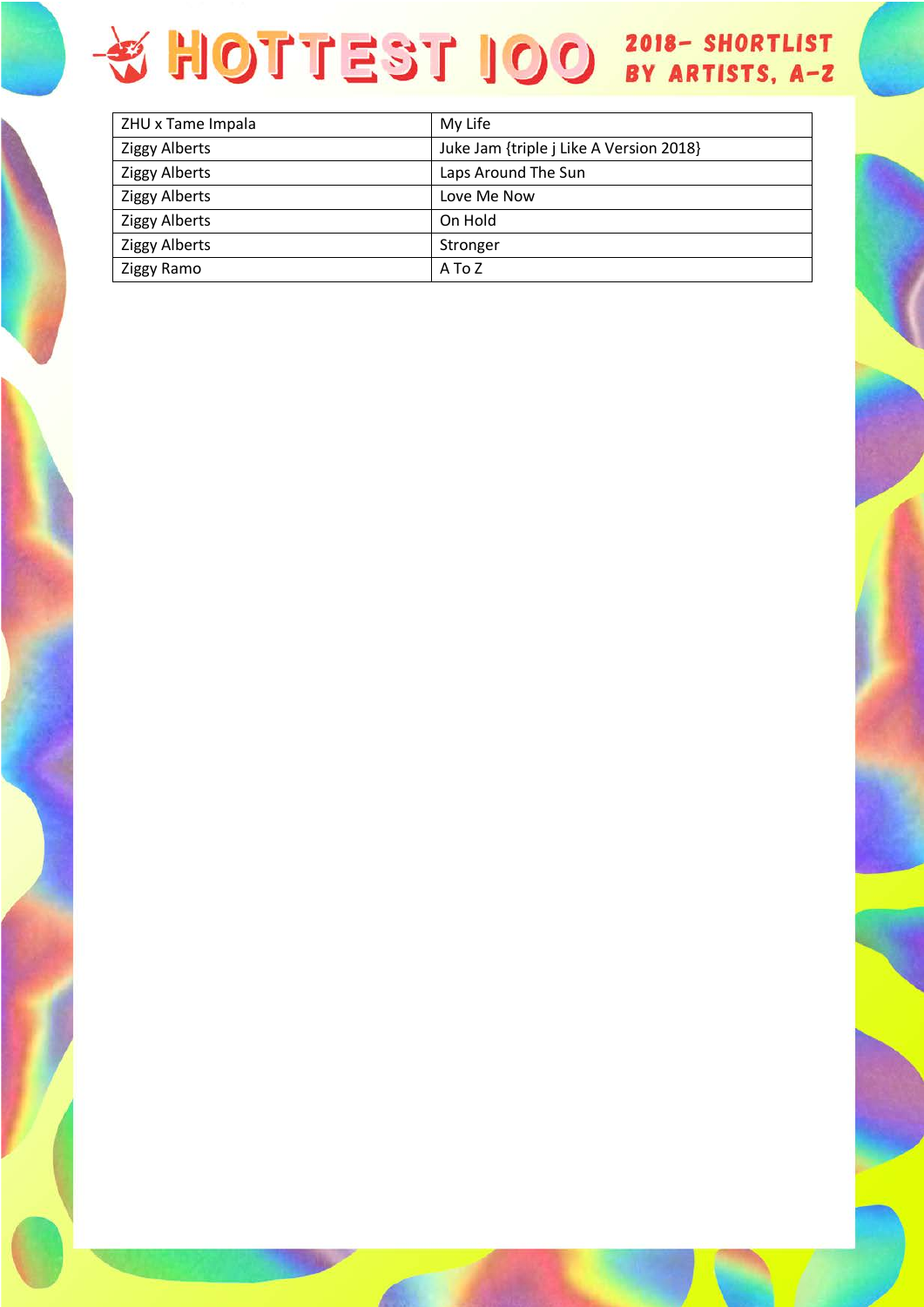| | |
|---|---|
| ZHU x Tame Impala | My Life |
| Ziggy Alberts | Juke Jam {triple j Like A Version 2018} |
| Ziggy Alberts | Laps Around The Sun |
| Ziggy Alberts | Love Me Now |
| Ziggy Alberts | On Hold |
| Ziggy Alberts | Stronger |
| Ziggy Ramo | A To Z |